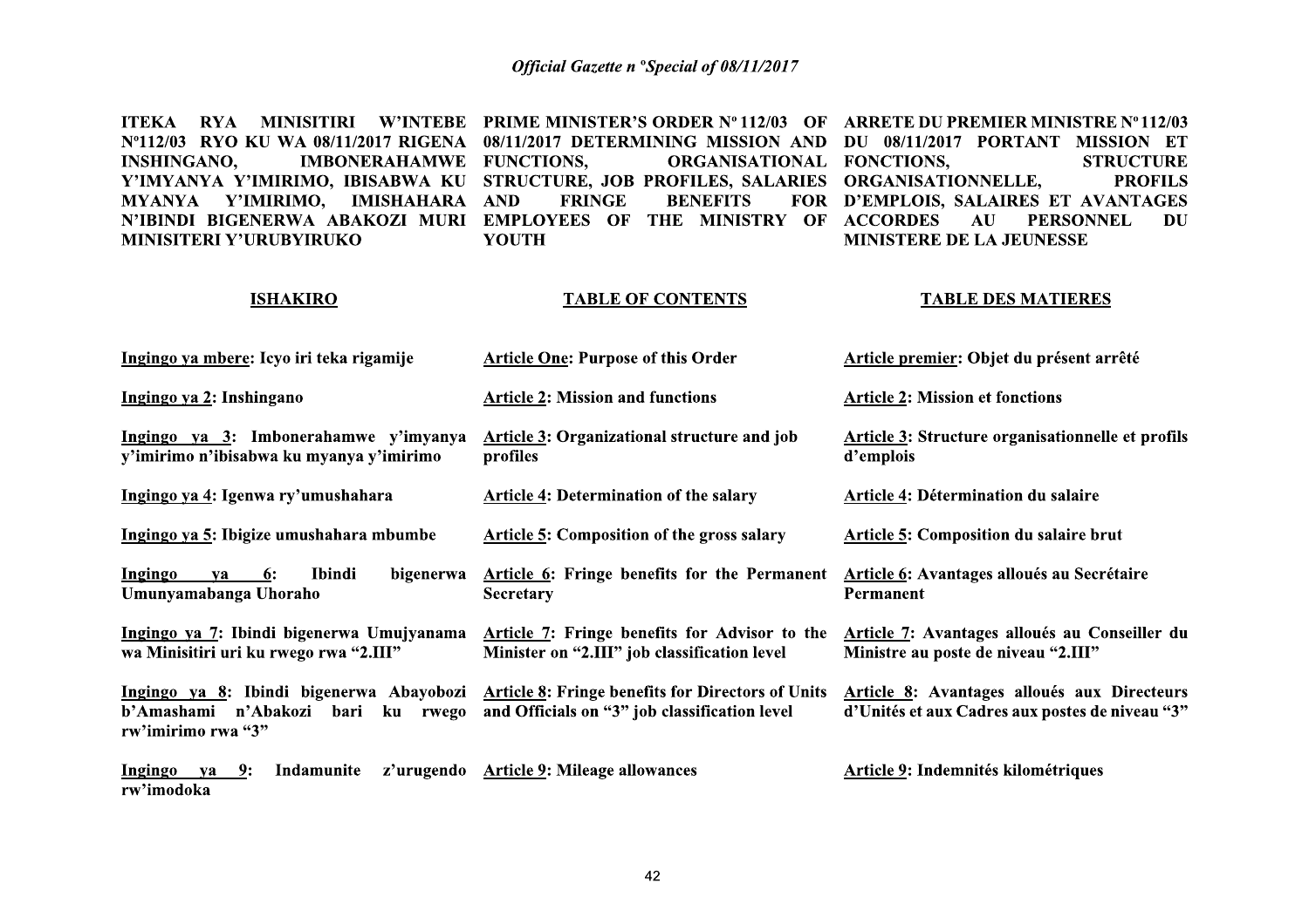**ITEKA RYA MINISITIRI W'INTEBE N°112/03 RYO KU WA 08/11/2017 RIGENA INSHINGANO, IMBONERAHAMWE Y'IMYANYA Y'IMIRIMO, IBISABWA KU MYANYA Y'IMIRIMO, IMISHAHARA N'IBINDI BIGENERWA ABAKOZI MURI MINISITERI Y'URUBYIRUKO**

**ISHAKIRO**

Ingingo ya mbere: Icyo iri teka rigamije

Ingingo ya 2: Inshingano

Ingingo ya 3: Imbonerahamwe y'imyanya y'imirimo n'ibisabwa ku myanya y'imirimo

Ingingo ya 4: Igenwa ry'umushahara

Ingingo ya 5: Ibigize umushahara mbumbe

Ingingo ya 6: Ibindi bigenerwa Umunyamabanga Uhoraho

Ingingo ya 7: Ibindi bigenerwa Umujyanama wa Minisitiri uri ku rwego rwa "2.III"

Ingingo ya 8: Ibindi bigenerwa Abayobozi b'Amashami n'Abakozi bari ku rwego rw'imirimo rwa "3"

Ingingo ya 9: Indamunite z'urugendo rw'imodoka

**PRIME MINISTER'S ORDER N° 112/03 OF 08/11/2017 DETERMINING MISSION AND FUNCTIONS, ORGANISATIONAL STRUCTURE, JOB PROFILES, SALARIES AND FRINGE BENEFITS FOR EMPLOYEES OF THE MINISTRY OF YOUTH**

**TABLE OF CONTENTS**

Article One: Purpose of this Order

Article 2: Mission and functions

Article 3: Organizational structure and job profiles

Article 4: Determination of the salary

Article 5: Composition of the gross salary

Article 6: Fringe benefits for the Permanent Secretary

Article 7: Fringe benefits for Advisor to the Minister on "2.III" job classification level

Article 8: Fringe benefits for Directors of Units and Officials on "3" job classification level

Article 9: Mileage allowances

**ARRETE DU PREMIER MINISTRE N° 112/03 DU 08/11/2017 PORTANT MISSION ET FONCTIONS, STRUCTURE ORGANISATIONNELLE, PROFILS D'EMPLOIS, SALAIRES ET AVANTAGES ACCORDES AU PERSONNEL DU MINISTERE DE LA JEUNESSE**

**TABLE DES MATIERES**

Article premier: Objet du présent arrêté

Article 2: Mission et fonctions

Article 3: Structure organisationnelle et profils d'emplois

Article 4: Détermination du salaire

Article 5: Composition du salaire brut

Article 6: Avantages alloués au Secrétaire Permanent

Article 7: Avantages alloués au Conseiller du Ministre au poste de niveau "2.III"

Article 8: Avantages alloués aux Directeurs d'Unités et aux Cadres aux postes de niveau "3"

Article 9: Indemnités kilométriques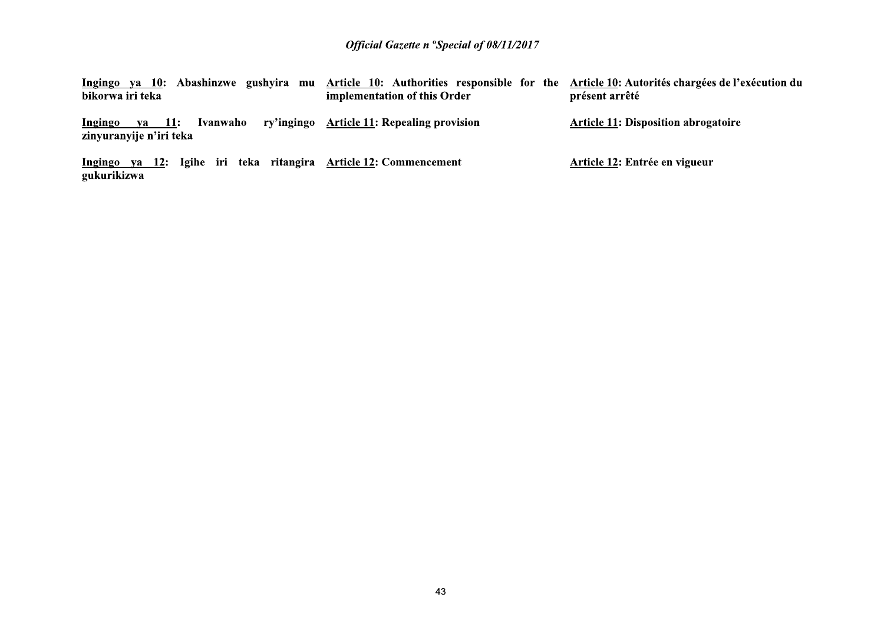| Kinyarwanda | English | Français |
|---|---|---|
| **Ingingo ya 10: Abashinzwe gushyira mu bikorwa iri teka** | **Article 10: Authorities responsible for the implementation of this Order** | **Article 10: Autorités chargées de l'exécution du présent arrêté** |
| **Ingingo ya 11: Ivanwaho ry'ingingo zinyuranyije n'iri teka** | **Article 11: Repealing provision** | **Article 11: Disposition abrogatoire** |
| **Ingingo ya 12: Igihe iri teka ritangira gukurikizwa** | **Article 12: Commencement** | **Article 12: Entrée en vigueur** |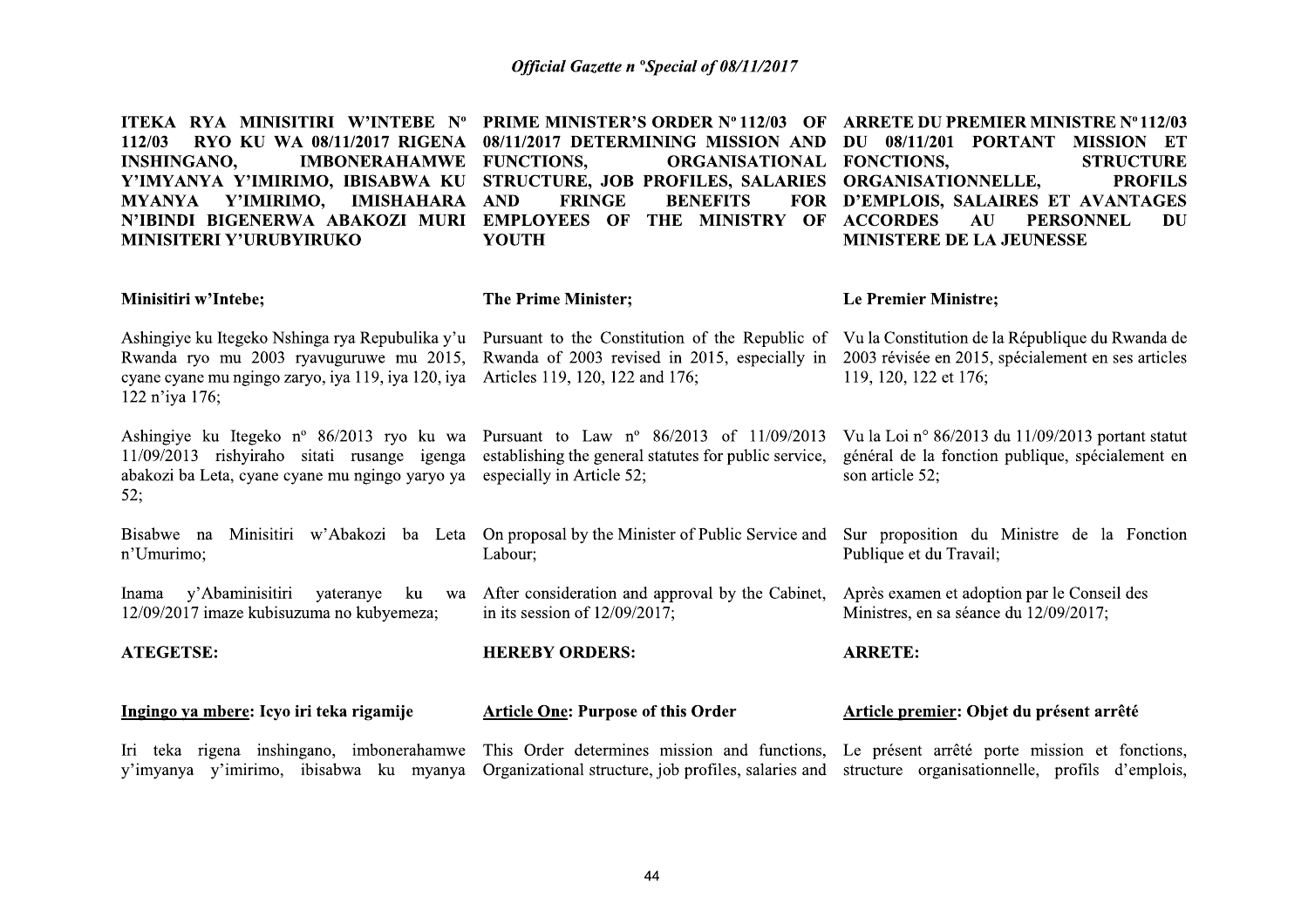**ITEKA RYA MINISITIRI W'INTEBE Nº 112/03 RYO KU WA 08/11/2017 RIGENA INSHINGANO, IMBONERAHAMWE Y'IMYANYA Y'IMIRIMO, IBISABWA KU MYANYA Y'IMIRIMO, IMISHAHARA N'IBINDI BIGENERWA ABAKOZI MURI MINISITERI Y'URUBYIRUKO**

**Minisitiri w'Intebe;**

Ashingiye ku Itegeko Nshinga rya Repubulika y'u Rwanda ryo mu 2003 ryavuguruwe mu 2015, cyane cyane mu ngingo zaryo, iya 119, iya 120, iya 122 n'iya 176;

Ashingiye ku Itegeko nº 86/2013 ryo ku wa 11/09/2013 rishyiraho sitati rusange igenga abakozi ba Leta, cyane cyane mu ngingo yaryo ya 52;

Bisabwe na Minisitiri w'Abakozi ba Leta n'Umurimo;

Inama y'Abaminisitiri yateranye ku wa 12/09/2017 imaze kubisuzuma no kubyemeza;

**ATEGETSE:**

**Ingingo ya mbere: Icyo iri teka rigamije**

Iri teka rigena inshingano, imbonerahamwe y'imyanya y'imirimo, ibisabwa ku myanya

**PRIME MINISTER'S ORDER Nº 112/03 OF 08/11/2017 DETERMINING MISSION AND FUNCTIONS, ORGANISATIONAL STRUCTURE, JOB PROFILES, SALARIES AND FRINGE BENEFITS FOR EMPLOYEES OF THE MINISTRY OF YOUTH**

**The Prime Minister;**

Pursuant to the Constitution of the Republic of Rwanda of 2003 revised in 2015, especially in Articles 119, 120, 122 and 176;

Pursuant to Law nº 86/2013 of 11/09/2013 establishing the general statutes for public service, especially in Article 52;

On proposal by the Minister of Public Service and Labour;

After consideration and approval by the Cabinet, in its session of 12/09/2017;

**HEREBY ORDERS:**

**Article One: Purpose of this Order**

This Order determines mission and functions, Organizational structure, job profiles, salaries and

**ARRETE DU PREMIER MINISTRE Nº 112/03 DU 08/11/201 PORTANT MISSION ET FONCTIONS, STRUCTURE ORGANISATIONNELLE, PROFILS D'EMPLOIS, SALAIRES ET AVANTAGES ACCORDES AU PERSONNEL DU MINISTERE DE LA JEUNESSE**

**Le Premier Ministre;**

Vu la Constitution de la République du Rwanda de 2003 révisée en 2015, spécialement en ses articles 119, 120, 122 et 176;

Vu la Loi nº 86/2013 du 11/09/2013 portant statut général de la fonction publique, spécialement en son article 52;

Sur proposition du Ministre de la Fonction Publique et du Travail;

Après examen et adoption par le Conseil des Ministres, en sa séance du 12/09/2017;

**ARRETE:**

**Article premier: Objet du présent arrêté**

Le présent arrêté porte mission et fonctions, structure organisationnelle, profils d'emplois,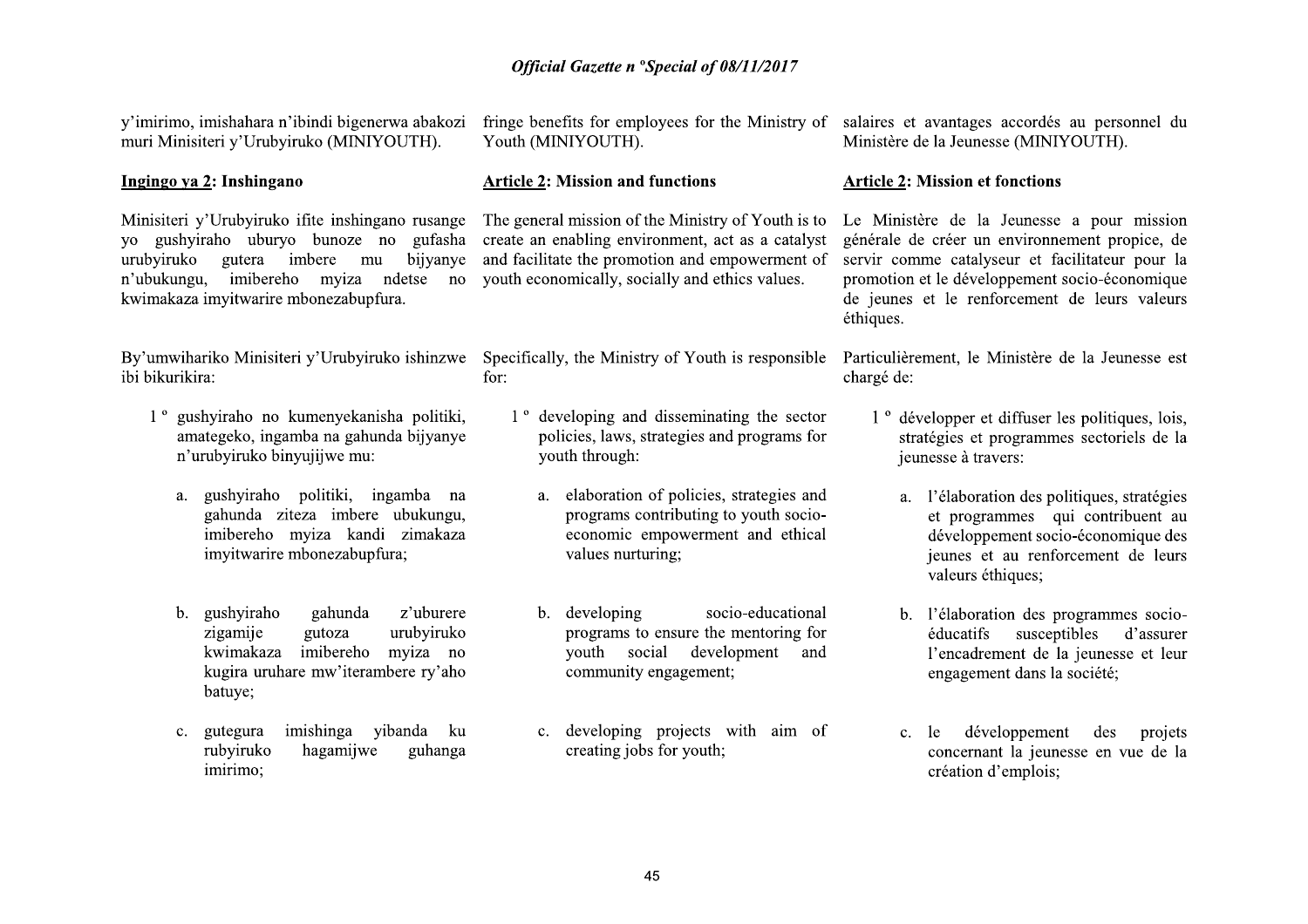y'imirimo, imishahara n'ibindi bigenerwa abakozi muri Minisiteri y'Urubyiruko (MINIYOUTH).

**Ingingo ya 2: Inshingano**

Minisiteri y'Urubyiruko ifite inshingano rusange yo gushyiraho uburyo bunoze no gufasha urubyiruko gutera imbere mu bijyanye n'ubukungu, imibereho myiza ndetse no kwimakaza imyitwarire mbonezabupfura.

By'umwihariko Minisiteri y'Urubyiruko ishinzwe ibi bikurikira:

1° gushyiraho no kumenyekanisha politiki, amategeko, ingamba na gahunda bijyanye n'urubyiruko binyujijwe mu:

a. gushyiraho politiki, ingamba na gahunda ziteza imbere ubukungu, imibereho myiza kandi zimakaza imyitwarire mbonezabupfura;

b. gushyiraho gahunda z'uburere zigamije gutoza urubyiruko kwimakaza imibereho myiza no kugira uruhare mw'iterambere ry'aho batuye;

c. gutegura imishinga yibanda ku rubyiruko hagamijwe guhanga imirimo;

fringe benefits for employees for the Ministry of Youth (MINIYOUTH).

**Article 2: Mission and functions**

The general mission of the Ministry of Youth is to create an enabling environment, act as a catalyst and facilitate the promotion and empowerment of youth economically, socially and ethics values.

Specifically, the Ministry of Youth is responsible for:

1° developing and disseminating the sector policies, laws, strategies and programs for youth through:

a. elaboration of policies, strategies and programs contributing to youth socio-economic empowerment and ethical values nurturing;

b. developing socio-educational programs to ensure the mentoring for youth social development and community engagement;

c. developing projects with aim of creating jobs for youth;

salaires et avantages accordés au personnel du Ministère de la Jeunesse (MINIYOUTH).

**Article 2: Mission et fonctions**

Le Ministère de la Jeunesse a pour mission générale de créer un environnement propice, de servir comme catalyseur et facilitateur pour la promotion et le développement socio-économique de jeunes et le renforcement de leurs valeurs éthiques.

Particulièrement, le Ministère de la Jeunesse est chargé de:

1° développer et diffuser les politiques, lois, stratégies et programmes sectoriels de la jeunesse à travers:

a. l'élaboration des politiques, stratégies et programmes qui contribuent au développement socio-économique des jeunes et au renforcement de leurs valeurs éthiques;

b. l'élaboration des programmes socio-éducatifs susceptibles d'assurer l'encadrement de la jeunesse et leur engagement dans la société;

c. le développement des projets concernant la jeunesse en vue de la création d'emplois;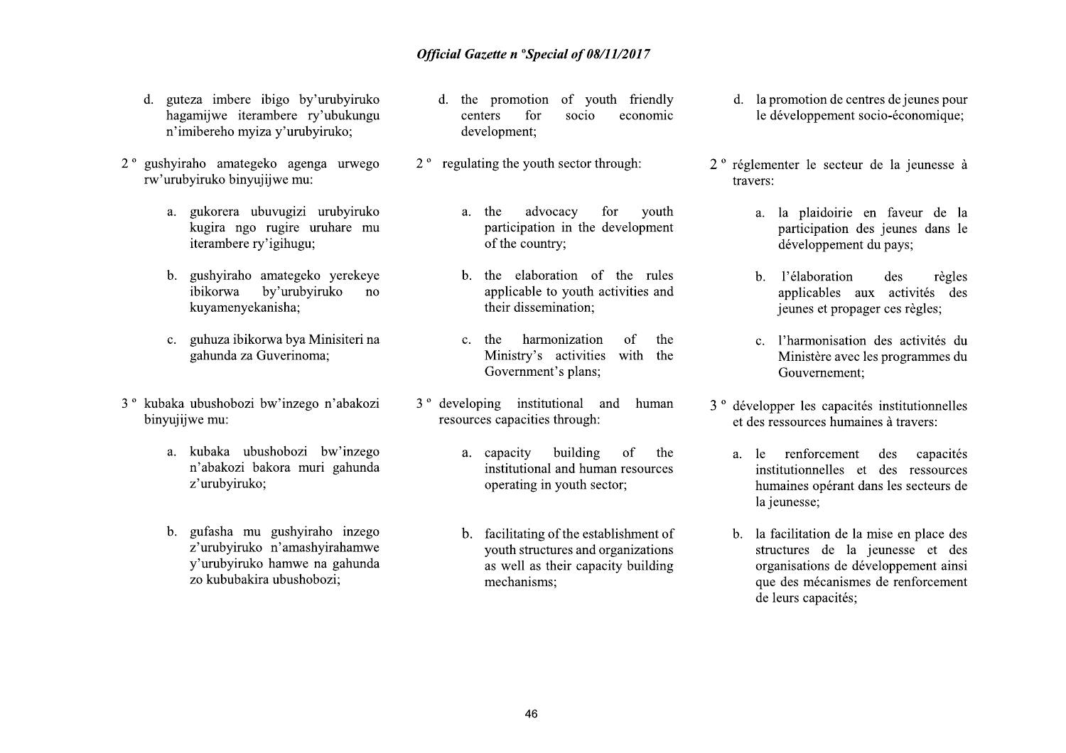d. guteza imbere ibigo by'urubyiruko hagamijwe iterambere ry'ubukungu n'imibereho myiza y'urubyiruko;

2 ° gushyiraho amategeko agenga urwego rw'urubyiruko binyujijwe mu:

a. gukorera ubuvugizi urubyiruko kugira ngo rugire uruhare mu iterambere ry'igihugu;

b. gushyiraho amategeko yerekeye ibikorwa by'urubyiruko no kuyamenyekanisha;

c. guhuza ibikorwa bya Minisiteri na gahunda za Guverinoma;

3 ° kubaka ubushobozi bw'inzego n'abakozi binyujijwe mu:

a. kubaka ubushobozi bw'inzego n'abakozi bakora muri gahunda z'urubyiruko;

b. gufasha mu gushyiraho inzego z'urubyiruko n'amashyirahamwe y'urubyiruko hamwe na gahunda zo kububakira ubushobozi;

d. the promotion of youth friendly centers for socio economic development;

2 ° regulating the youth sector through:

a. the advocacy for youth participation in the development of the country;

b. the elaboration of the rules applicable to youth activities and their dissemination;

c. the harmonization of the Ministry's activities with the Government's plans;

3 ° developing institutional and human resources capacities through:

a. capacity building of the institutional and human resources operating in youth sector;

b. facilitating of the establishment of youth structures and organizations as well as their capacity building mechanisms;

d. la promotion de centres de jeunes pour le développement socio-économique;

2 ° réglementer le secteur de la jeunesse à travers:

a. la plaidoirie en faveur de la participation des jeunes dans le développement du pays;

b. l'élaboration des règles applicables aux activités des jeunes et propager ces règles;

c. l'harmonisation des activités du Ministère avec les programmes du Gouvernement;

3 ° développer les capacités institutionnelles et des ressources humaines à travers:

a. le renforcement des capacités institutionnelles et des ressources humaines opérant dans les secteurs de la jeunesse;

b. la facilitation de la mise en place des structures de la jeunesse et des organisations de développement ainsi que des mécanismes de renforcement de leurs capacités;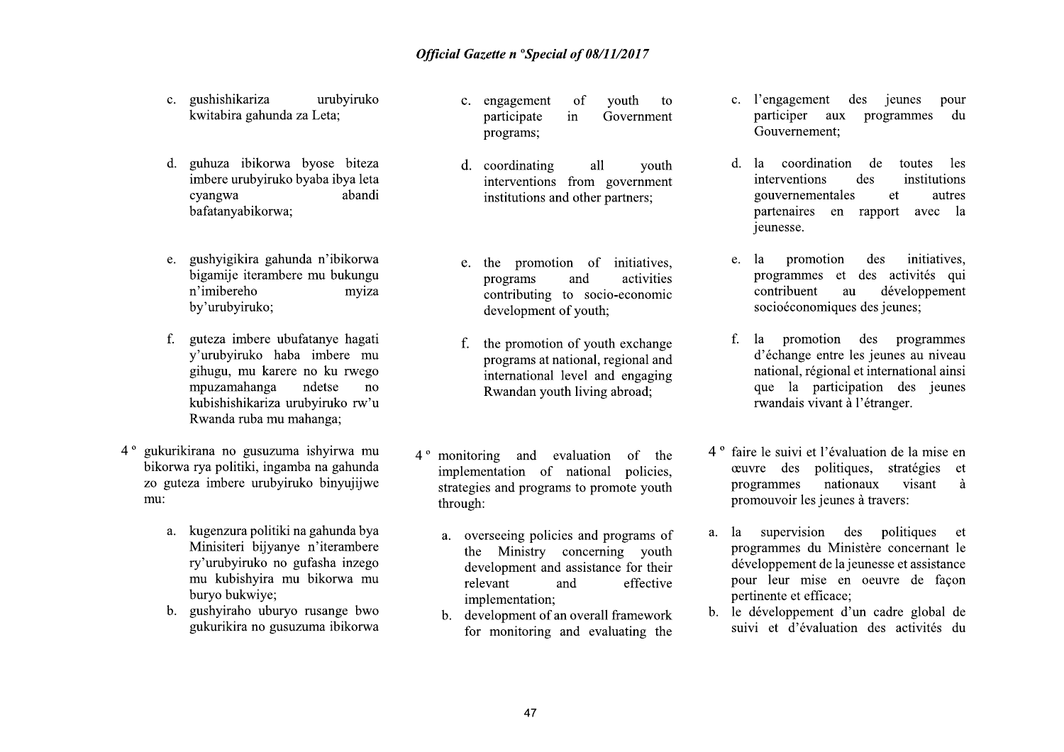c. gushishikariza urubyiruko kwitabira gahunda za Leta;

d. guhuza ibikorwa byose biteza imbere urubyiruko byaba ibya leta cyangwa abandi bafatanyabikorwa;

e. gushyigikira gahunda n'ibikorwa bigamije iterambere mu bukungu n'imibereho myiza by'urubyiruko;

f. guteza imbere ubufatanye hagati y'urubyiruko haba imbere mu gihugu, mu karere no ku rwego mpuzamahanga ndetse no kubishishikariza urubyiruko rw'u Rwanda ruba mu mahanga;

4° gukurikirana no gusuzuma ishyirwa mu bikorwa rya politiki, ingamba na gahunda zo guteza imbere urubyiruko binyujijwe mu:

a. kugenzura politiki na gahunda bya Minisiteri bijyanye n'iterambere ry'urubyiruko no gufasha inzego mu kubishyira mu bikorwa mu buryo bukwiye;
b. gushyiraho uburyo rusange bwo gukurikira no gusuzuma ibikorwa

c. engagement of youth to participate in Government programs;

d. coordinating all youth interventions from government institutions and other partners;

e. the promotion of initiatives, programs and activities contributing to socio-economic development of youth;

f. the promotion of youth exchange programs at national, regional and international level and engaging Rwandan youth living abroad;

4° monitoring and evaluation of the implementation of national policies, strategies and programs to promote youth through:

a. overseeing policies and programs of the Ministry concerning youth development and assistance for their relevant and effective implementation;
b. development of an overall framework for monitoring and evaluating the

c. l'engagement des jeunes pour participer aux programmes du Gouvernement;

d. la coordination de toutes les interventions des institutions gouvernementales et autres partenaires en rapport avec la jeunesse.

e. la promotion des initiatives, programmes et des activités qui contribuent au développement socioéconomiques des jeunes;

f. la promotion des programmes d'échange entre les jeunes au niveau national, régional et international ainsi que la participation des jeunes rwandais vivant à l'étranger.

4° faire le suivi et l'évaluation de la mise en œuvre des politiques, stratégies et programmes nationaux visant à promouvoir les jeunes à travers:

a. la supervision des politiques et programmes du Ministère concernant le développement de la jeunesse et assistance pour leur mise en oeuvre de façon pertinente et efficace;
b. le développement d'un cadre global de suivi et d'évaluation des activités du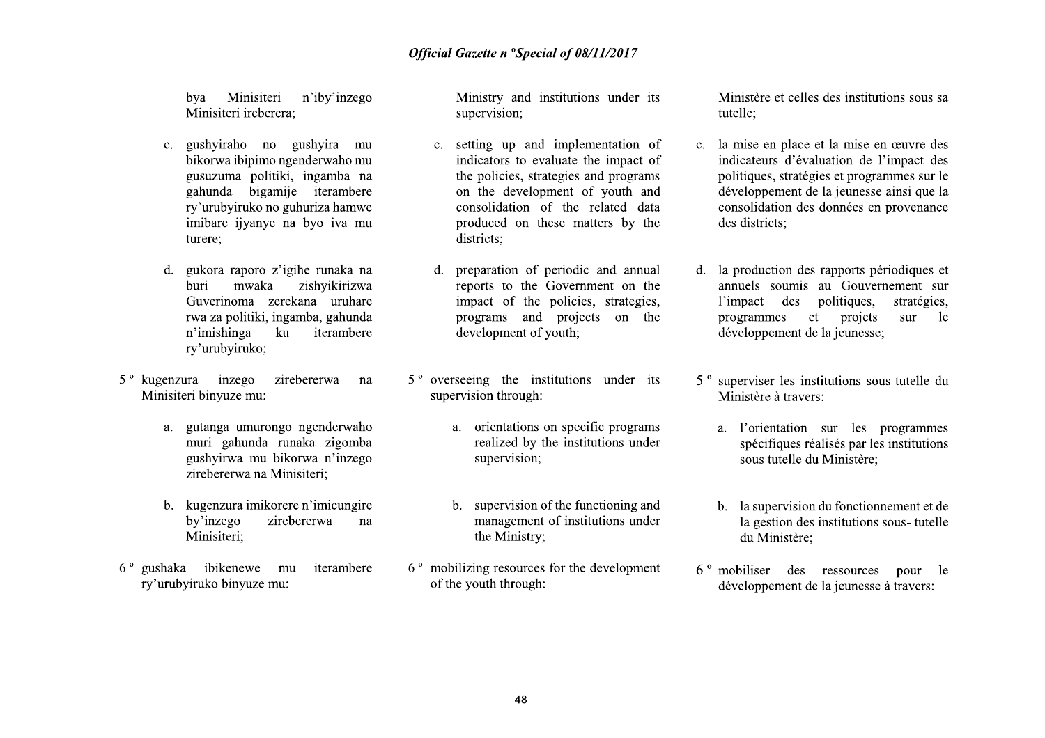bya Minisiteri n'iby'inzego Minisiteri ireberera;

c. gushyiraho no gushyira mu bikorwa ibipimo ngenderwaho mu gusuzuma politiki, ingamba na gahunda bigamije iterambere ry'urubyiruko no guhuriza hamwe imibare ijyanye na byo iva mu turere;

d. gukora raporo z'igihe runaka na buri mwaka zishyikirizwa Guverinoma zerekana uruhare rwa za politiki, ingamba, gahunda n'imishinga ku iterambere ry'urubyiruko;

5 º kugenzura inzego zirebererwa na Minisiteri binyuze mu:

a. gutanga umurongo ngenderwaho muri gahunda runaka zigomba gushyirwa mu bikorwa n'inzego zirebererwa na Minisiteri;

b. kugenzura imikorere n'imicungire by'inzego zirebererwa na Minisiteri;

6 º gushaka ibikenewe mu iterambere ry'urubyiruko binyuze mu:

Ministry and institutions under its supervision;

c. setting up and implementation of indicators to evaluate the impact of the policies, strategies and programs on the development of youth and consolidation of the related data produced on these matters by the districts;

d. preparation of periodic and annual reports to the Government on the impact of the policies, strategies, programs and projects on the development of youth;

5 º overseeing the institutions under its supervision through:

a. orientations on specific programs realized by the institutions under supervision;

b. supervision of the functioning and management of institutions under the Ministry;

6 º mobilizing resources for the development of the youth through:

Ministère et celles des institutions sous sa tutelle;

c. la mise en place et la mise en œuvre des indicateurs d'évaluation de l'impact des politiques, stratégies et programmes sur le développement de la jeunesse ainsi que la consolidation des données en provenance des districts;

d. la production des rapports périodiques et annuels soumis au Gouvernement sur l'impact des politiques, stratégies, programmes et projets sur le développement de la jeunesse;

5 º superviser les institutions sous-tutelle du Ministère à travers:

a. l'orientation sur les programmes spécifiques réalisés par les institutions sous tutelle du Ministère;

b. la supervision du fonctionnement et de la gestion des institutions sous- tutelle du Ministère;

6 º mobiliser des ressources pour le développement de la jeunesse à travers: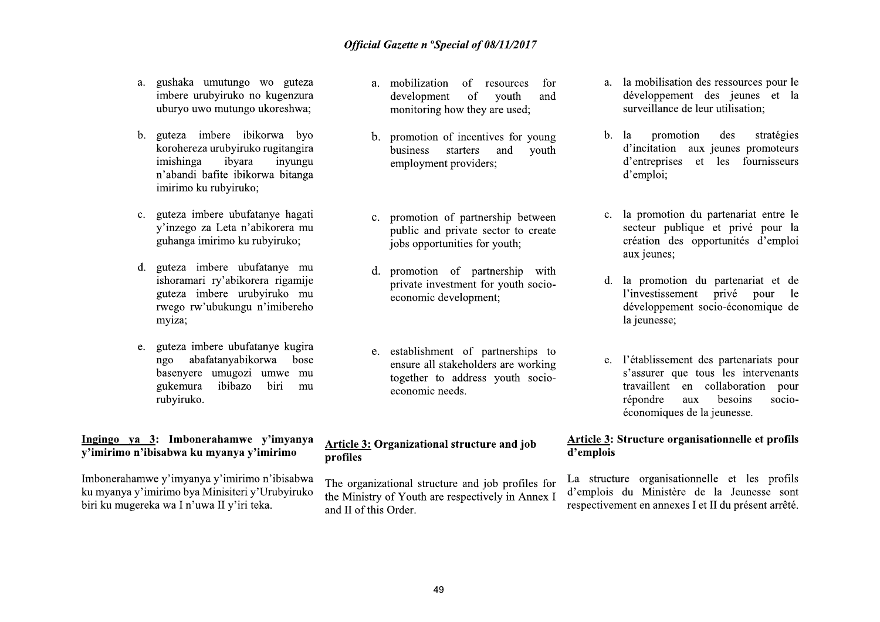a. gushaka umutungo wo guteza imbere urubyiruko no kugenzura uburyo uwo mutungo ukoreshwa;

b. guteza imbere ibikorwa byo korohereza urubyiruko rugitangira imishinga ibyara inyungu n'abandi bafite ibikorwa bitanga imirimo ku rubyiruko;

c. guteza imbere ubufatanye hagati y'inzego za Leta n'abikorera mu guhanga imirimo ku rubyiruko;

d. guteza imbere ubufatanye mu ishoramari ry'abikorera rigamije guteza imbere urubyiruko mu rwego rw'ubukungu n'imibereho myiza;

e. guteza imbere ubufatanye kugira ngo abafatanyabikorwa bose basenyere umugozi umwe mu gukemura ibibazo biri mu rubyiruko.

**Ingingo ya 3: Imbonerahamwe y'imyanya y'imirimo n'ibisabwa ku myanya y'imirimo**

Imbonerahamwe y'imyanya y'imirimo n'ibisabwa ku myanya y'imirimo bya Minisiteri y'Urubyiruko biri ku mugereka wa I n'uwa II y'iri teka.

a. mobilization of resources for development of youth and monitoring how they are used;

b. promotion of incentives for young business starters and youth employment providers;

c. promotion of partnership between public and private sector to create jobs opportunities for youth;

d. promotion of partnership with private investment for youth socio-economic development;

e. establishment of partnerships to ensure all stakeholders are working together to address youth socio-economic needs.

**Article 3: Organizational structure and job profiles**

The organizational structure and job profiles for the Ministry of Youth are respectively in Annex I and II of this Order.

a. la mobilisation des ressources pour le développement des jeunes et la surveillance de leur utilisation;

b. la promotion des stratégies d'incitation aux jeunes promoteurs d'entreprises et les fournisseurs d'emploi;

c. la promotion du partenariat entre le secteur publique et privé pour la création des opportunités d'emploi aux jeunes;

d. la promotion du partenariat et de l'investissement privé pour le développement socio-économique de la jeunesse;

e. l'établissement des partenariats pour s'assurer que tous les intervenants travaillent en collaboration pour répondre aux besoins socio-économiques de la jeunesse.

**Article 3: Structure organisationnelle et profils d'emplois**

La structure organisationnelle et les profils d'emplois du Ministère de la Jeunesse sont respectivement en annexes I et II du présent arrêté.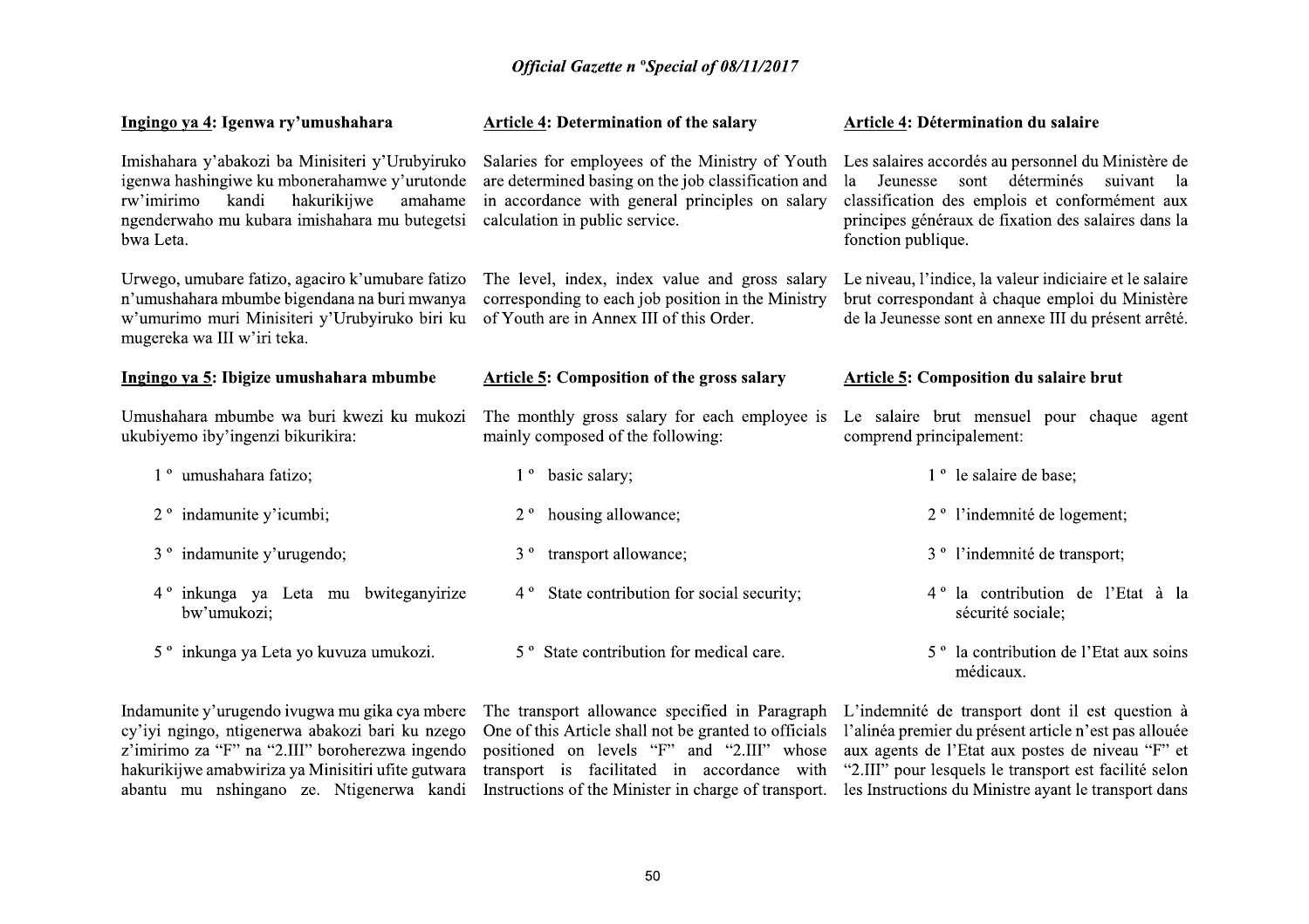### Ingingo ya 4: Igenwa ry'umushahara

Imishahara y'abakozi ba Minisiteri y'Urubyiruko igenwa hashingiwe ku mbonerahamwe y'urutonde rw'imirimo kandi hakurikijwe amahame ngenderwaho mu kubara imishahara mu butegetsi bwa Leta.

Urwego, umubare fatizo, agaciro k'umubare fatizo n'umushahara mbumbe bigendana na buri mwanya w'umurimo muri Minisiteri y'Urubyiruko biri ku mugereka wa III w'iri teka.

### Ingingo ya 5: Ibigize umushahara mbumbe

Umushahara mbumbe wa buri kwezi ku mukozi ukubiyemo iby'ingenzi bikurikira:

1 ° umushahara fatizo;

2 ° indamunite y'icumbi;

3 ° indamunite y'urugendo;

4 ° inkunga ya Leta mu bwiteganyirize bw'umukozi;

5 ° inkunga ya Leta yo kuvuza umukozi.

Indamunite y'urugendo ivugwa mu gika cya mbere cy'iyi ngingo, ntigenerwa abakozi bari ku nzego z'imirimo za "F" na "2.III" boroherezwa ingendo hakurikijwe amabwiriza ya Minisitiri ufite gutwara abantu mu nshingano ze. Ntigenerwa kandi

### Article 4: Determination of the salary

Salaries for employees of the Ministry of Youth are determined basing on the job classification and in accordance with general principles on salary calculation in public service.

The level, index, index value and gross salary corresponding to each job position in the Ministry of Youth are in Annex III of this Order.

### Article 5: Composition of the gross salary

The monthly gross salary for each employee is mainly composed of the following:

1 ° basic salary;

2 ° housing allowance;

3 ° transport allowance;

4 ° State contribution for social security;

5 ° State contribution for medical care.

The transport allowance specified in Paragraph One of this Article shall not be granted to officials positioned on levels "F" and "2.III" whose transport is facilitated in accordance with Instructions of the Minister in charge of transport.

### Article 5: Détermination du salaire

Les salaires accordés au personnel du Ministère de la Jeunesse sont déterminés suivant la classification des emplois et conformément aux principes généraux de fixation des salaires dans la fonction publique.

Le niveau, l'indice, la valeur indiciaire et le salaire brut correspondant à chaque emploi du Ministère de la Jeunesse sont en annexe III du présent arrêté.

### Article 5: Composition du salaire brut

Le salaire brut mensuel pour chaque agent comprend principalement:

1 ° le salaire de base;

2 ° l'indemnité de logement;

3 ° l'indemnité de transport;

4 ° la contribution de l'Etat à la sécurité sociale;

5 ° la contribution de l'Etat aux soins médicaux.

L'indemnité de transport dont il est question à l'alinéa premier du présent article n'est pas allouée aux agents de l'Etat aux postes de niveau "F" et "2.III" pour lesquels le transport est facilité selon les Instructions du Ministre ayant le transport dans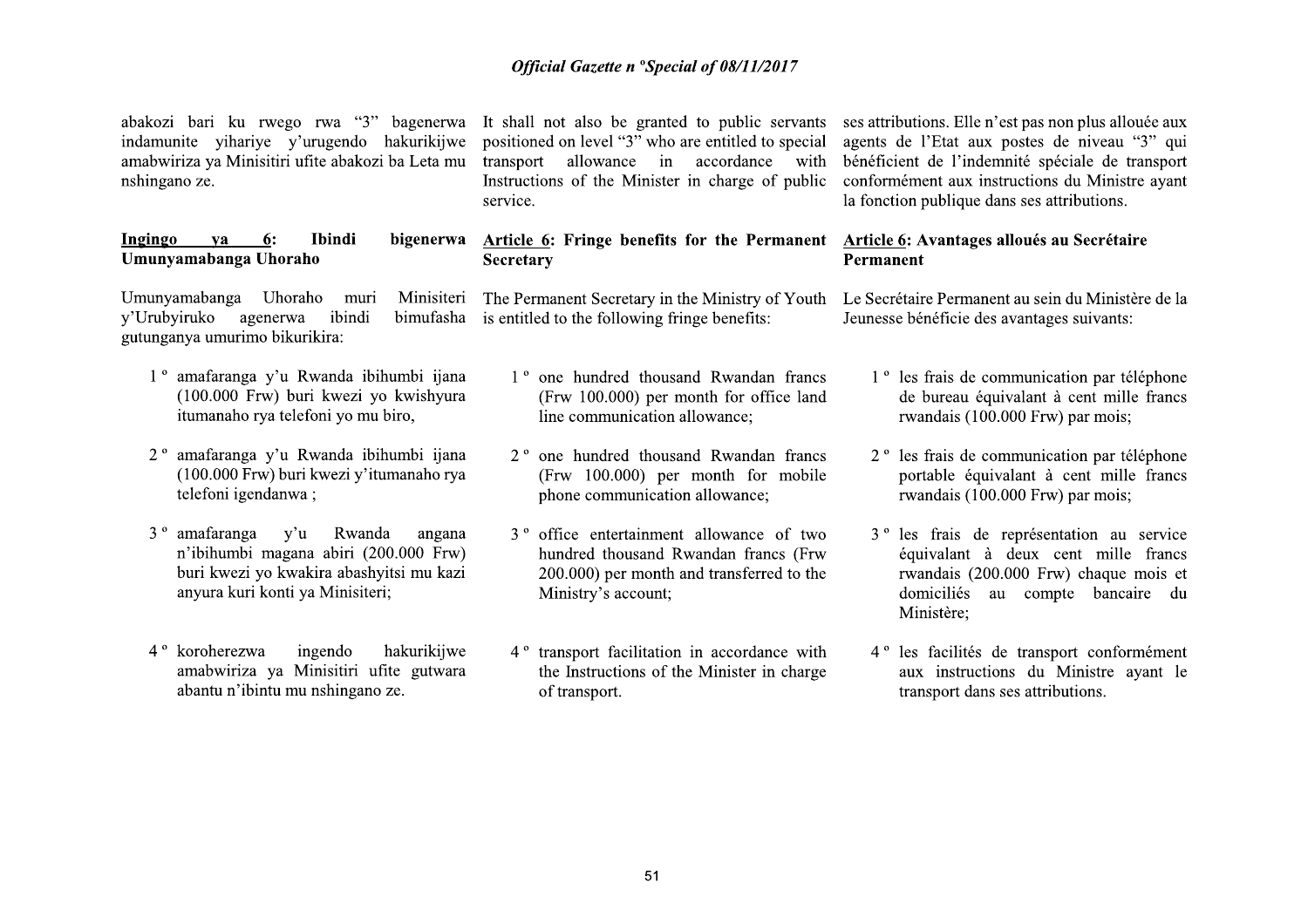abakozi bari ku rwego rwa "3" bagenerwa indamunite yihariye y'urugendo hakurikijwe amabwiriza ya Minisitiri ufite abakozi ba Leta mu nshingano ze.

**Ingingo ya 6: Ibindi bigenerwa Umunyamabanga Uhoraho**

Umunyamabanga Uhoraho muri Minisiteri y'Urubyiruko agenerwa ibindi bimufasha gutunganya umurimo bikurikira:

1 ° amafaranga y'u Rwanda ibihumbi ijana (100.000 Frw) buri kwezi yo kwishyura itumanaho rya telefoni yo mu biro,

2 ° amafaranga y'u Rwanda ibihumbi ijana (100.000 Frw) buri kwezi y'itumanaho rya telefoni igendanwa ;

3 ° amafaranga y'u Rwanda angana n'ibihumbi magana abiri (200.000 Frw) buri kwezi yo kwakira abashyitsi mu kazi anyura kuri konti ya Minisiteri;

4 ° koroherezwa ingendo hakurikijwe amabwiriza ya Minisitiri ufite gutwara abantu n'ibintu mu nshingano ze.

It shall not also be granted to public servants positioned on level "3" who are entitled to special transport allowance in accordance with Instructions of the Minister in charge of public service.

**Article 6: Fringe benefits for the Permanent Secretary**

The Permanent Secretary in the Ministry of Youth is entitled to the following fringe benefits:

1 ° one hundred thousand Rwandan francs (Frw 100.000) per month for office land line communication allowance;

2 ° one hundred thousand Rwandan francs (Frw 100.000) per month for mobile phone communication allowance;

3 ° office entertainment allowance of two hundred thousand Rwandan francs (Frw 200.000) per month and transferred to the Ministry's account;

4 ° transport facilitation in accordance with the Instructions of the Minister in charge of transport.

ses attributions. Elle n'est pas non plus allouée aux agents de l'Etat aux postes de niveau "3" qui bénéficient de l'indemnité spéciale de transport conformément aux instructions du Ministre ayant la fonction publique dans ses attributions.

**Article 6: Avantages alloués au Secrétaire Permanent**

Le Secrétaire Permanent au sein du Ministère de la Jeunesse bénéficie des avantages suivants:

1 ° les frais de communication par téléphone de bureau équivalant à cent mille francs rwandais (100.000 Frw) par mois;

2 ° les frais de communication par téléphone portable équivalant à cent mille francs rwandais (100.000 Frw) par mois;

3 ° les frais de représentation au service équivalant à deux cent mille francs rwandais (200.000 Frw) chaque mois et domiciliés au compte bancaire du Ministère;

4 ° les facilités de transport conformément aux instructions du Ministre ayant le transport dans ses attributions.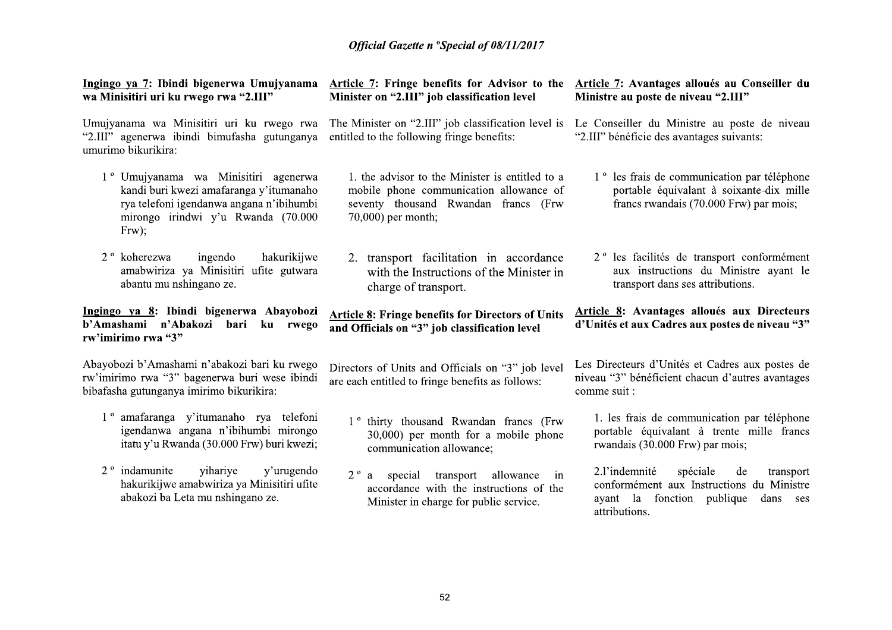**Ingingo ya 7: Ibindi bigenerwa Umujyanama wa Minisitiri uri ku rwego rwa "2.III"**

Umujyanama wa Minisitiri uri ku rwego rwa "2.III" agenerwa ibindi bimufasha gutunganya umurimo bikurikira:

1° Umujyanama wa Minisitiri agenerwa kandi buri kwezi amafaranga y'itumanaho rya telefoni igendanwa angana n'ibihumbi mirongo irindwi y'u Rwanda (70.000 Frw);

2° koherezwa ingendo hakurikijwe amabwiriza ya Minisitiri ufite gutwara abantu mu nshingano ze.

**Ingingo ya 8: Ibindi bigenerwa Abayobozi b'Amashami n'Abakozi bari ku rwego rw'imirimo rwa "3"**

Abayobozi b'Amashami n'abakozi bari ku rwego rw'imirimo rwa "3" bagenerwa buri wese ibindi bibafasha gutunganya imirimo bikurikira:

1° amafaranga y'itumanaho rya telefoni igendanwa angana n'ibihumbi mirongo itatu y'u Rwanda (30.000 Frw) buri kwezi;

2° indamunite yihariye y'urugendo hakurikijwe amabwiriza ya Minisitiri ufite abakozi ba Leta mu nshingano ze.

**Article 7: Fringe benefits for Advisor to the Minister on "2.III" job classification level**

The Minister on "2.III" job classification level is entitled to the following fringe benefits:

1. the advisor to the Minister is entitled to a mobile phone communication allowance of seventy thousand Rwandan francs (Frw 70,000) per month;

2. transport facilitation in accordance with the Instructions of the Minister in charge of transport.

**Article 8: Fringe benefits for Directors of Units and Officials on "3" job classification level**

Directors of Units and Officials on "3" job level are each entitled to fringe benefits as follows:

1° thirty thousand Rwandan francs (Frw 30,000) per month for a mobile phone communication allowance;

2° a special transport allowance in accordance with the instructions of the Minister in charge for public service.

**Article 7: Avantages alloués au Conseiller du Ministre au poste de niveau "2.III"**

Le Conseiller du Ministre au poste de niveau "2.III" bénéficie des avantages suivants:

1° les frais de communication par téléphone portable équivalant à soixante-dix mille francs rwandais (70.000 Frw) par mois;

2° les facilités de transport conformément aux instructions du Ministre ayant le transport dans ses attributions.

**Article 8: Avantages alloués aux Directeurs d'Unités et aux Cadres aux postes de niveau "3"**

Les Directeurs d'Unités et Cadres aux postes de niveau "3" bénéficient chacun d'autres avantages comme suit :

1. les frais de communication par téléphone portable équivalant à trente mille francs rwandais (30.000 Frw) par mois;

2.l'indemnité spéciale de transport conformément aux Instructions du Ministre ayant la fonction publique dans ses attributions.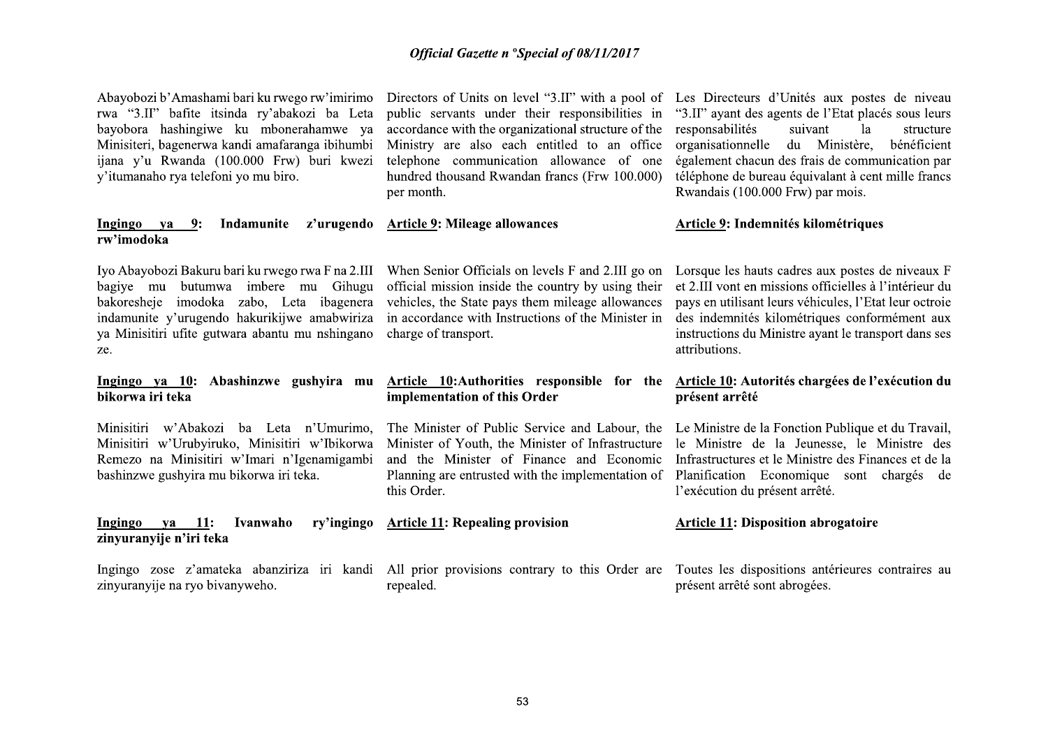Abayobozi b'Amashami bari ku rwego rw'imirimo rwa "3.II" bafite itsinda ry'abakozi ba Leta bayobora hashingiwe ku mbonerahamwe ya Minisiteri, bagenerwa kandi amafaranga ibihumbi ijana y'u Rwanda (100.000 Frw) buri kwezi y'itumanaho rya telefoni yo mu biro.

**Ingingo ya 9: Indamunite z'urugendo rw'imodoka**

Iyo Abayobozi Bakuru bari ku rwego rwa F na 2.III bagiye mu butumwa imbere mu Gihugu bakoresheje imodoka zabo, Leta ibagenera indamunite y'urugendo hakurikijwe amabwiriza ya Minisitiri ufite gutwara abantu mu nshingano ze.

**Ingingo ya 10: Abashinzwe gushyira mu bikorwa iri teka**

Minisitiri w'Abakozi ba Leta n'Umurimo, Minisitiri w'Urubyiruko, Minisitiri w'Ibikorwa Remezo na Minisitiri w'Imari n'Igenamigambi bashinzwe gushyira mu bikorwa iri teka.

**Ingingo ya 11: Ivanwaho ry'ingingo zinyuranyije n'iri teka**

Ingingo zose z'amateka abanziriza iri kandi zinyuranyije na ryo bivanyweho.

Directors of Units on level "3.II" with a pool of public servants under their responsibilities in accordance with the organizational structure of the Ministry are also each entitled to an office telephone communication allowance of one hundred thousand Rwandan francs (Frw 100.000) per month.

**Article 9: Mileage allowances**

When Senior Officials on levels F and 2.III go on official mission inside the country by using their vehicles, the State pays them mileage allowances in accordance with Instructions of the Minister in charge of transport.

**Article 10: Authorities responsible for the implementation of this Order**

The Minister of Public Service and Labour, the Minister of Youth, the Minister of Infrastructure and the Minister of Finance and Economic Planning are entrusted with the implementation of this Order.

**Article 11: Repealing provision**

All prior provisions contrary to this Order are repealed.

Les Directeurs d'Unités aux postes de niveau "3.II" ayant des agents de l'Etat placés sous leurs responsabilités suivant la structure organisationnelle du Ministère, bénéficient également chacun des frais de communication par téléphone de bureau équivalant à cent mille francs Rwandais (100.000 Frw) par mois.

**Article 9: Indemnités kilométriques**

Lorsque les hauts cadres aux postes de niveaux F et 2.III vont en missions officielles à l'intérieur du pays en utilisant leurs véhicules, l'Etat leur octroie des indemnités kilométriques conformément aux instructions du Ministre ayant le transport dans ses attributions.

**Article 10: Autorités chargées de l'exécution du présent arrêté**

Le Ministre de la Fonction Publique et du Travail, le Ministre de la Jeunesse, le Ministre des Infrastructures et le Ministre des Finances et de la Planification Economique sont chargés de l'exécution du présent arrêté.

**Article 11: Disposition abrogatoire**

Toutes les dispositions antérieures contraires au présent arrêté sont abrogées.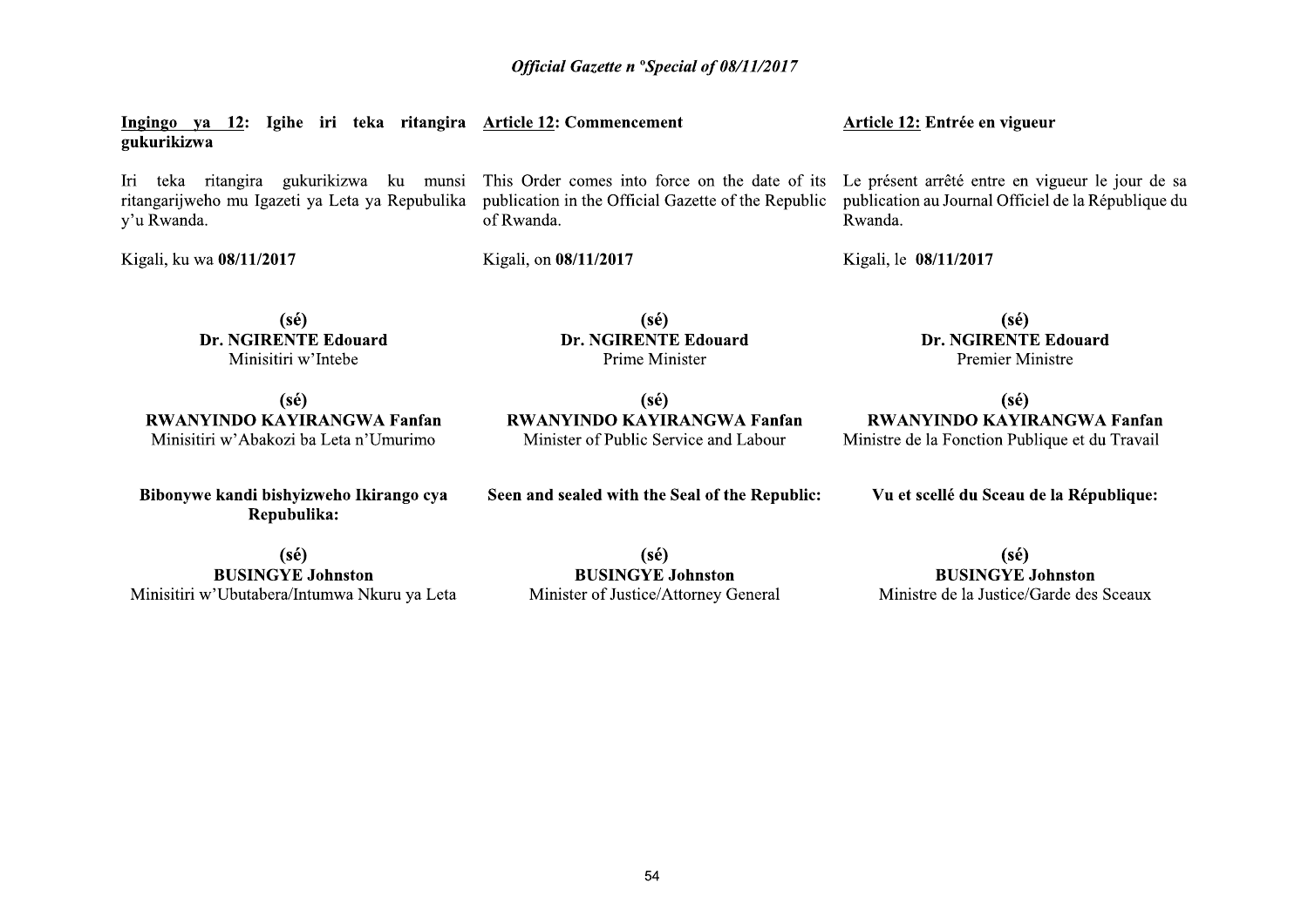**Ingingo ya 12: Igihe iri teka ritangira gukurikizwa**

Iri teka ritangira gukurikizwa ku munsi ritangarijweho mu Igazeti ya Leta ya Repubulika y'u Rwanda.

Kigali, ku wa **08/11/2017**

**(sé)**
**Dr. NGIRENTE Edouard**
Minisitiri w'Intebe

**(sé)**
**RWANYINDO KAYIRANGWA Fanfan**
Minisitiri w'Abakozi ba Leta n'Umurimo

**Bibonywe kandi bishyizweho Ikirango cya Repubulika:**

**(sé)**
**BUSINGYE Johnston**
Minisitiri w'Ubutabera/Intumwa Nkuru ya Leta

**Article 12: Commencement**

This Order comes into force on the date of its publication in the Official Gazette of the Republic of Rwanda.

Kigali, on **08/11/2017**

**(sé)**
**Dr. NGIRENTE Edouard**
Prime Minister

**(sé)**
**RWANYINDO KAYIRANGWA Fanfan**
Minister of Public Service and Labour

**Seen and sealed with the Seal of the Republic:**

**(sé)**
**BUSINGYE Johnston**
Minister of Justice/Attorney General

**Article 12: Entrée en vigueur**

Le présent arrêté entre en vigueur le jour de sa publication au Journal Officiel de la République du Rwanda.

Kigali, le **08/11/2017**

**(sé)**
**Dr. NGIRENTE Edouard**
Premier Ministre

**(sé)**
**RWANYINDO KAYIRANGWA Fanfan**
Ministre de la Fonction Publique et du Travail

**Vu et scellé du Sceau de la République:**

**(sé)**
**BUSINGYE Johnston**
Ministre de la Justice/Garde des Sceaux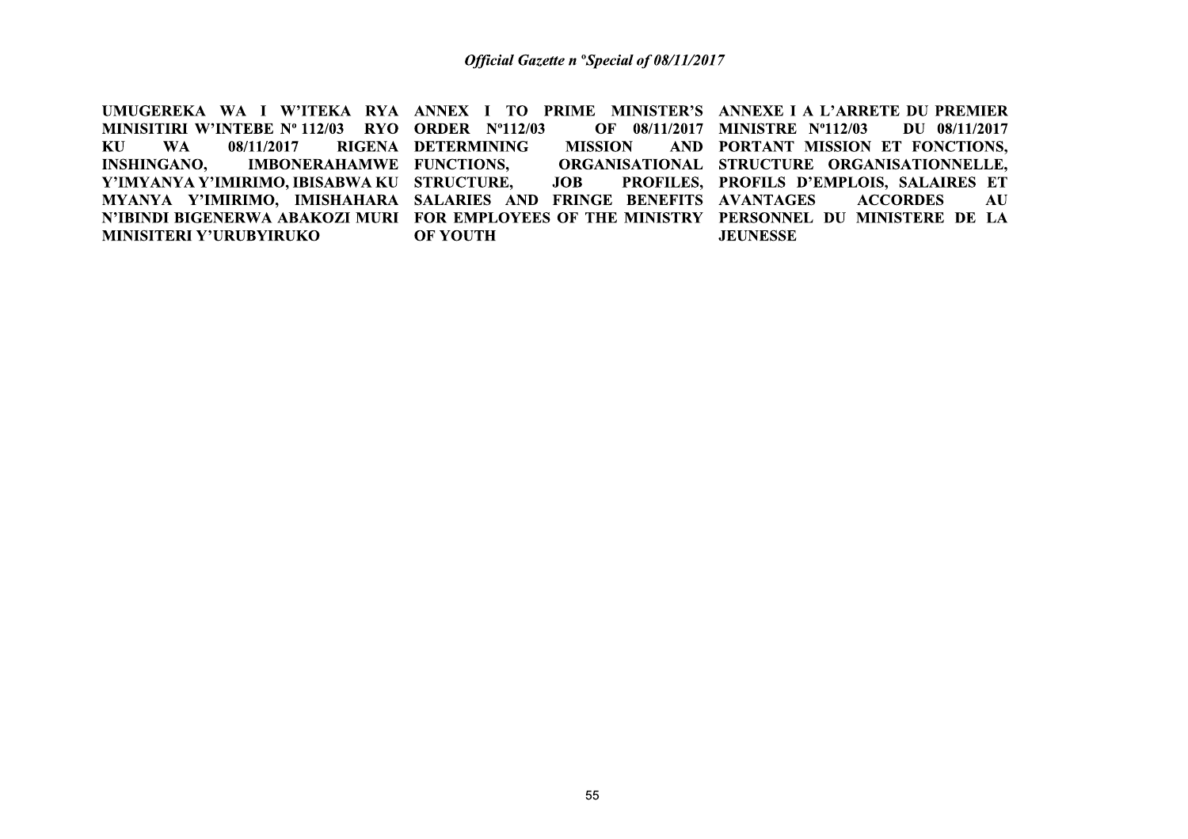**UMUGEREKA WA I W'ITEKA RYA MINISITIRI W'INTEBE Nº 112/03 RYO KU WA 08/11/2017 RIGENA INSHINGANO, IMBONERAHAMWE Y'IMYANYA Y'IMIRIMO, IBISABWA KU MYANYA Y'IMIRIMO, IMISHAHARA N'IBINDI BIGENERWA ABAKOZI MURI MINISITERI Y'URUBYIRUKO**

**ANNEX I TO PRIME MINISTER'S ORDER Nº112/03 OF 08/11/2017 DETERMINING MISSION AND FUNCTIONS, ORGANISATIONAL STRUCTURE, JOB PROFILES, SALARIES AND FRINGE BENEFITS FOR EMPLOYEES OF THE MINISTRY OF YOUTH**

**ANNEXE I A L'ARRETE DU PREMIER MINISTRE Nº112/03 DU 08/11/2017 PORTANT MISSION ET FONCTIONS, STRUCTURE ORGANISATIONNELLE, PROFILS D'EMPLOIS, SALAIRES ET AVANTAGES ACCORDES AU PERSONNEL DU MINISTERE DE LA JEUNESSE**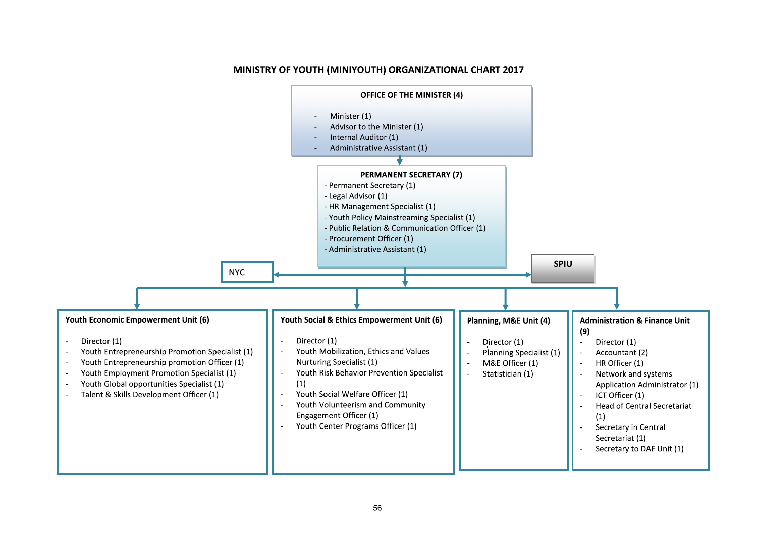# MINISTRY OF YOUTH (MINIYOUTH) ORGANIZATIONAL CHART 2017

## OFFICE OF THE MINISTER (4)

- Minister (1)
- Advisor to the Minister (1)
- Internal Auditor (1)
- Administrative Assistant (1)

## PERMANENT SECRETARY (7)

- Permanent Secretary (1)
- Legal Advisor (1)
- HR Management Specialist (1)
- Youth Policy Mainstreaming Specialist (1)
- Public Relation & Communication Officer (1)
- Procurement Officer (1)
- Administrative Assistant (1)

NYC

SPIU

### Youth Economic Empowerment Unit (6)

- Director (1)
- Youth Entrepreneurship Promotion Specialist (1)
- Youth Entrepreneurship promotion Officer (1)
- Youth Employment Promotion Specialist (1)
- Youth Global opportunities Specialist (1)
- Talent & Skills Development Officer (1)

### Youth Social & Ethics Empowerment Unit (6)

- Director (1)
- Youth Mobilization, Ethics and Values Nurturing Specialist (1)
- Youth Risk Behavior Prevention Specialist (1)
- Youth Social Welfare Officer (1)
- Youth Volunteerism and Community Engagement Officer (1)
- Youth Center Programs Officer (1)

### Planning, M&E Unit (4)

- Director (1)
- Planning Specialist (1)
- M&E Officer (1)
- Statistician (1)

### Administration & Finance Unit (9)

- Director (1)
- Accountant (2)
- HR Officer (1)
- Network and systems Application Administrator (1)
- ICT Officer (1)
- Head of Central Secretariat (1)
- Secretary in Central Secretariat (1)
- Secretary to DAF Unit (1)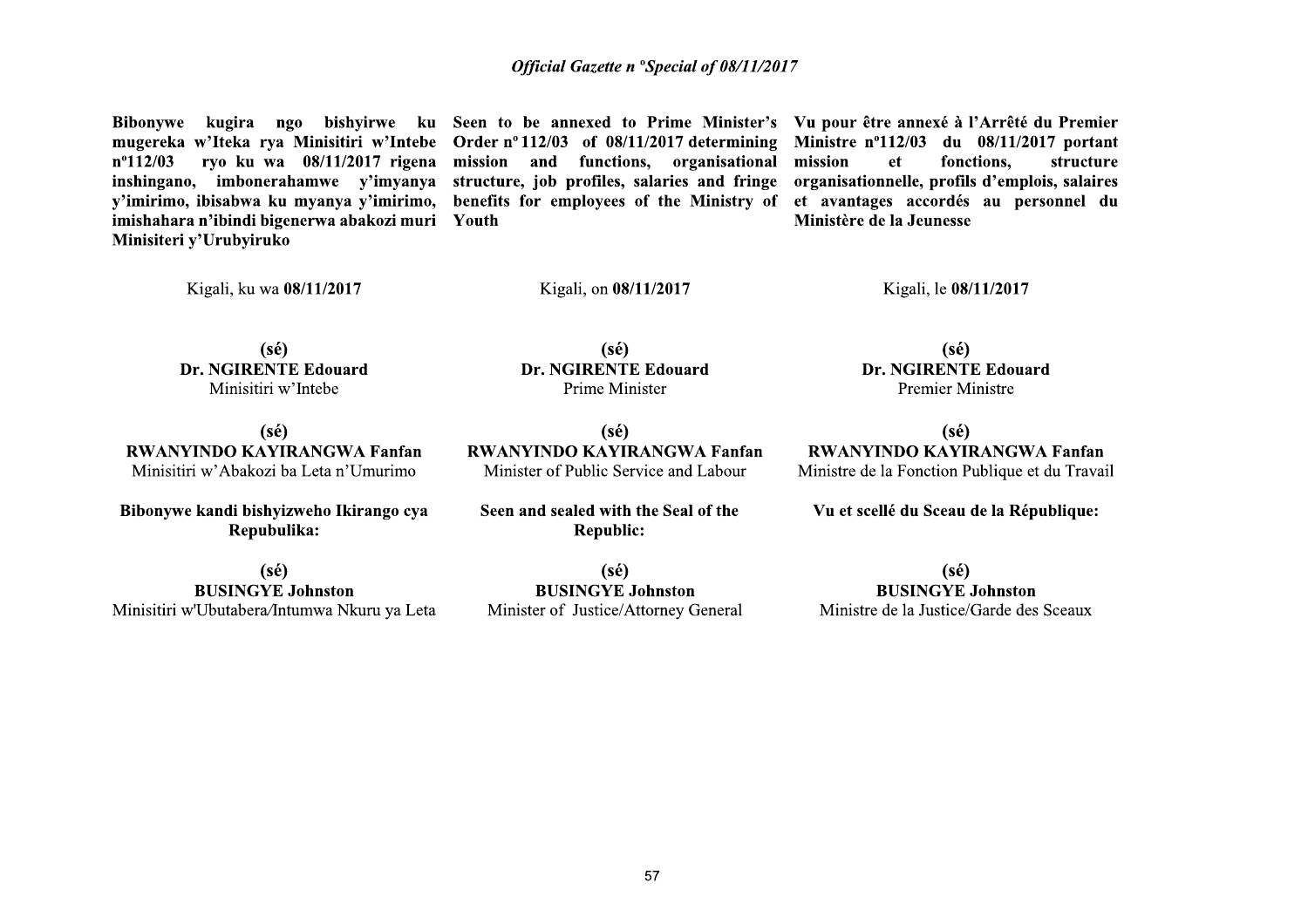**Bibonywe kugira ngo bishyirwe ku mugereka w'Iteka rya Minisitiri w'Intebe n°112/03 ryo ku wa 08/11/2017 rigena inshingano, imbonerahamwe y'imyanya y'imirimo, ibisabwa ku myanya y'imirimo, imishahara n'ibindi bigenerwa abakozi muri Minisiteri y'Urubyiruko**

Kigali, ku wa **08/11/2017**

**(sé)**
**Dr. NGIRENTE Edouard**
Minisitiri w'Intebe

**(sé)**
**RWANYINDO KAYIRANGWA Fanfan**
Minisitiri w'Abakozi ba Leta n'Umurimo

**Bibonywe kandi bishyizweho Ikirango cya Repubulika:**

**(sé)**
**BUSINGYE Johnston**
Minisitiri w'Ubutabera/Intumwa Nkuru ya Leta

**Seen to be annexed to Prime Minister's Order n° 112/03 of 08/11/2017 determining mission and functions, organisational structure, job profiles, salaries and fringe benefits for employees of the Ministry of Youth**

Kigali, on **08/11/2017**

**(sé)**
**Dr. NGIRENTE Edouard**
Prime Minister

**(sé)**
**RWANYINDO KAYIRANGWA Fanfan**
Minister of Public Service and Labour

**Seen and sealed with the Seal of the Republic:**

**(sé)**
**BUSINGYE Johnston**
Minister of Justice/Attorney General

**Vu pour être annexé à l'Arrêté du Premier Ministre n°112/03 du 08/11/2017 portant mission et fonctions, structure organisationnelle, profils d'emplois, salaires et avantages accordés au personnel du Ministère de la Jeunesse**

Kigali, le **08/11/2017**

**(sé)**
**Dr. NGIRENTE Edouard**
Premier Ministre

**(sé)**
**RWANYINDO KAYIRANGWA Fanfan**
Ministre de la Fonction Publique et du Travail

**Vu et scellé du Sceau de la République:**

**(sé)**
**BUSINGYE Johnston**
Ministre de la Justice/Garde des Sceaux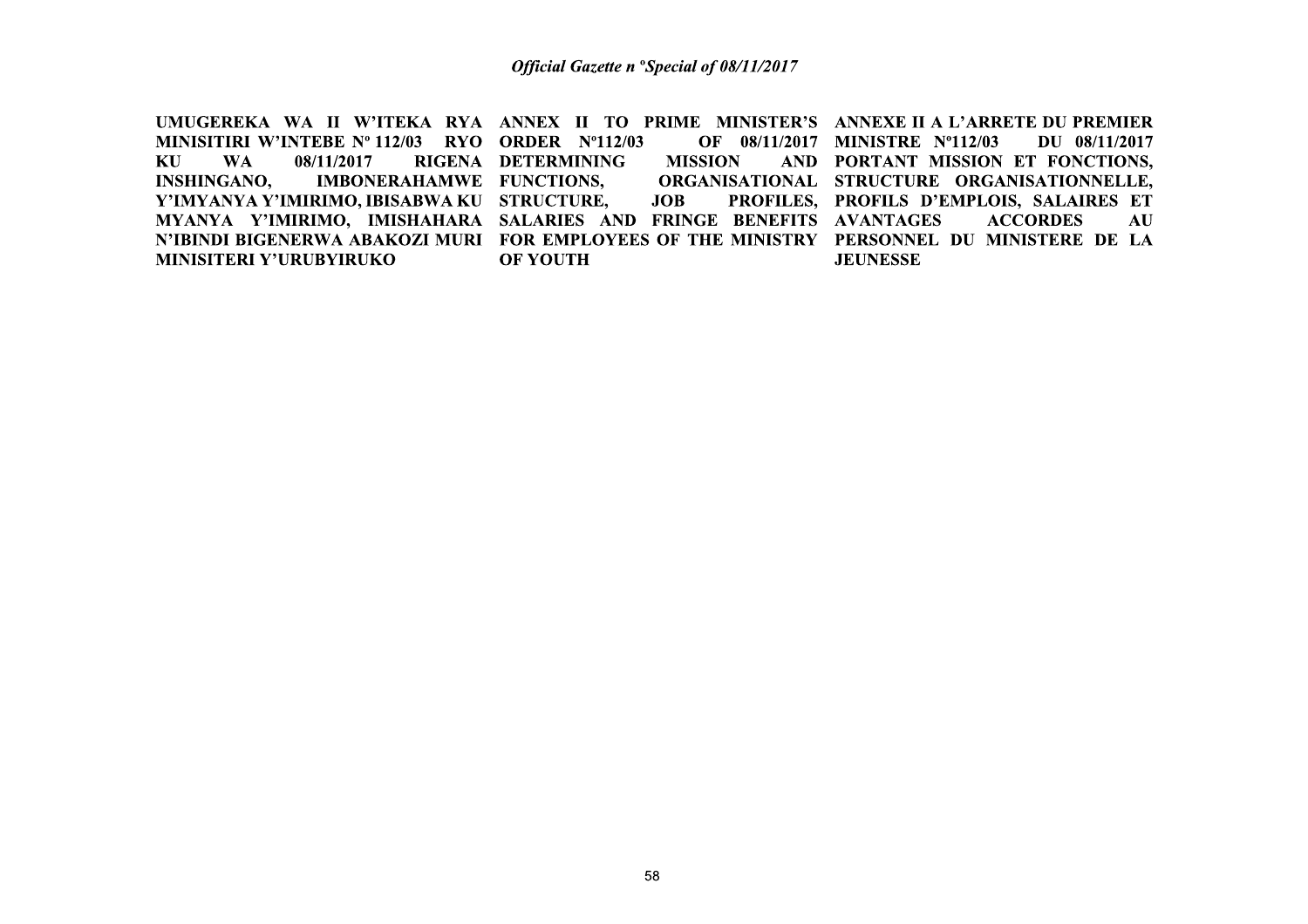**UMUGEREKA WA II W'ITEKA RYA MINISITIRI W'INTEBE Nº 112/03 RYO KU WA 08/11/2017 RIGENA INSHINGANO, IMBONERAHAMWE Y'IMYANYA Y'IMIRIMO, IBISABWA KU MYANYA Y'IMIRIMO, IMISHAHARA N'IBINDI BIGENERWA ABAKOZI MURI MINISITERI Y'URUBYIRUKO**

**ANNEX II TO PRIME MINISTER'S ORDER Nº112/03 OF 08/11/2017 DETERMINING MISSION AND FUNCTIONS, ORGANISATIONAL STRUCTURE, JOB PROFILES, SALARIES AND FRINGE BENEFITS FOR EMPLOYEES OF THE MINISTRY OF YOUTH**

**ANNEXE II A L'ARRETE DU PREMIER MINISTRE Nº112/03 DU 08/11/2017 PORTANT MISSION ET FONCTIONS, STRUCTURE ORGANISATIONNELLE, PROFILS D'EMPLOIS, SALAIRES ET AVANTAGES ACCORDES AU PERSONNEL DU MINISTERE DE LA JEUNESSE**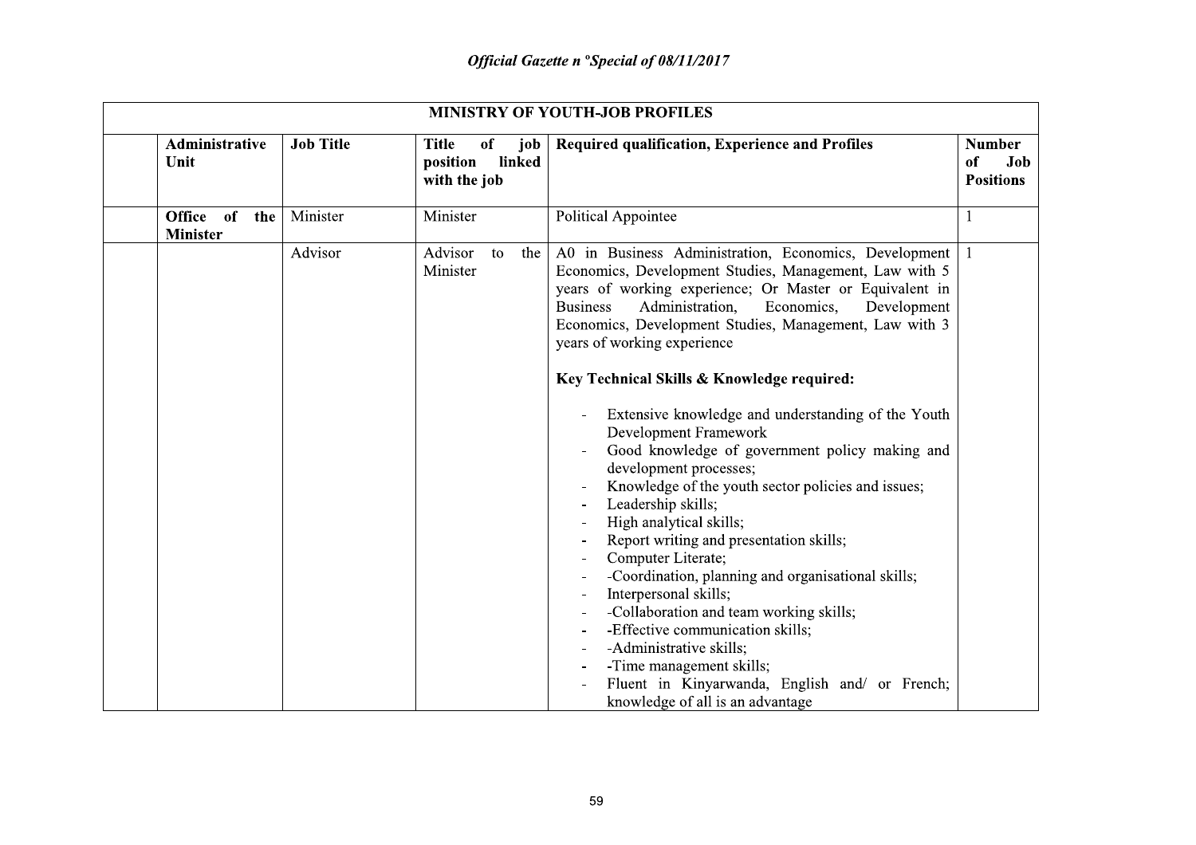| MINISTRY OF YOUTH-JOB PROFILES | | | | | |
|---|---|---|---|---|---|
| | **Administrative Unit** | **Job Title** | **Title of job position linked with the job** | **Required qualification, Experience and Profiles** | **Number of Job Positions** |
| | **Office of the Minister** | Minister | Minister | Political Appointee | 1 |
| | | Advisor | Advisor to the Minister | A0 in Business Administration, Economics, Development Economics, Development Studies, Management, Law with 5 years of working experience; Or Master or Equivalent in Business Administration, Economics, Development Economics, Development Studies, Management, Law with 3 years of working experience<br><br>**Key Technical Skills & Knowledge required:**<br><br>- Extensive knowledge and understanding of the Youth Development Framework<br>- Good knowledge of government policy making and development processes;<br>- Knowledge of the youth sector policies and issues;<br>- Leadership skills;<br>- High analytical skills;<br>- Report writing and presentation skills;<br>- Computer Literate;<br>- -Coordination, planning and organisational skills;<br>- Interpersonal skills;<br>- -Collaboration and team working skills;<br>- -Effective communication skills;<br>- -Administrative skills;<br>- -Time management skills;<br>- Fluent in Kinyarwanda, English and/ or French; knowledge of all is an advantage | 1 |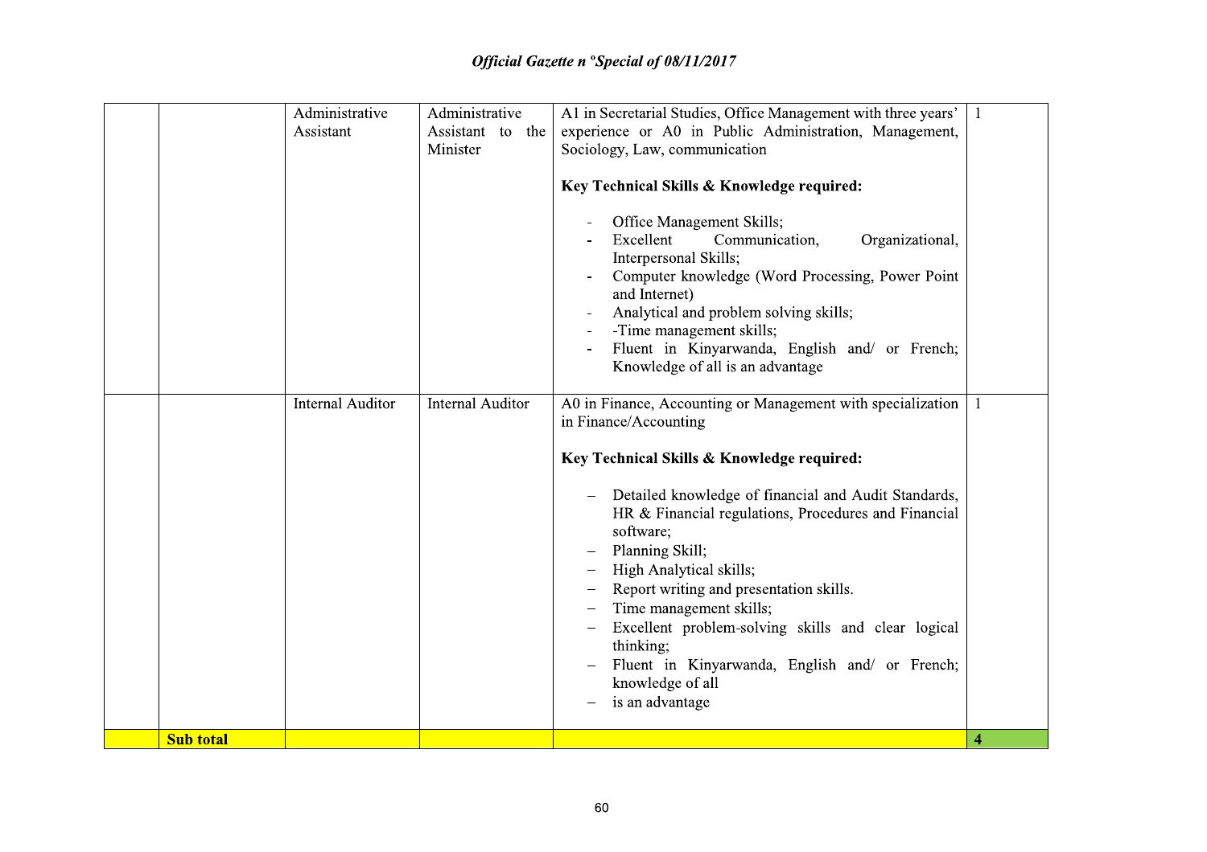| | | | | | |
|---|---|---|---|---|---|
| | | Administrative Assistant | Administrative Assistant to the Minister | A1 in Secretarial Studies, Office Management with three years' experience or A0 in Public Administration, Management, Sociology, Law, communication<br><br>**Key Technical Skills & Knowledge required:**<br><br>- Office Management Skills;<br>- Excellent Communication, Organizational, Interpersonal Skills;<br>- Computer knowledge (Word Processing, Power Point and Internet)<br>- Analytical and problem solving skills;<br>- -Time management skills;<br>- Fluent in Kinyarwanda, English and/ or French; Knowledge of all is an advantage | 1 |
| | | Internal Auditor | Internal Auditor | A0 in Finance, Accounting or Management with specialization in Finance/Accounting<br><br>**Key Technical Skills & Knowledge required:**<br><br>- Detailed knowledge of financial and Audit Standards, HR & Financial regulations, Procedures and Financial software;<br>- Planning Skill;<br>- High Analytical skills;<br>- Report writing and presentation skills.<br>- Time management skills;<br>- Excellent problem-solving skills and clear logical thinking;<br>- Fluent in Kinyarwanda, English and/ or French; knowledge of all<br>- is an advantage | 1 |
| | **Sub total** | | | | **4** |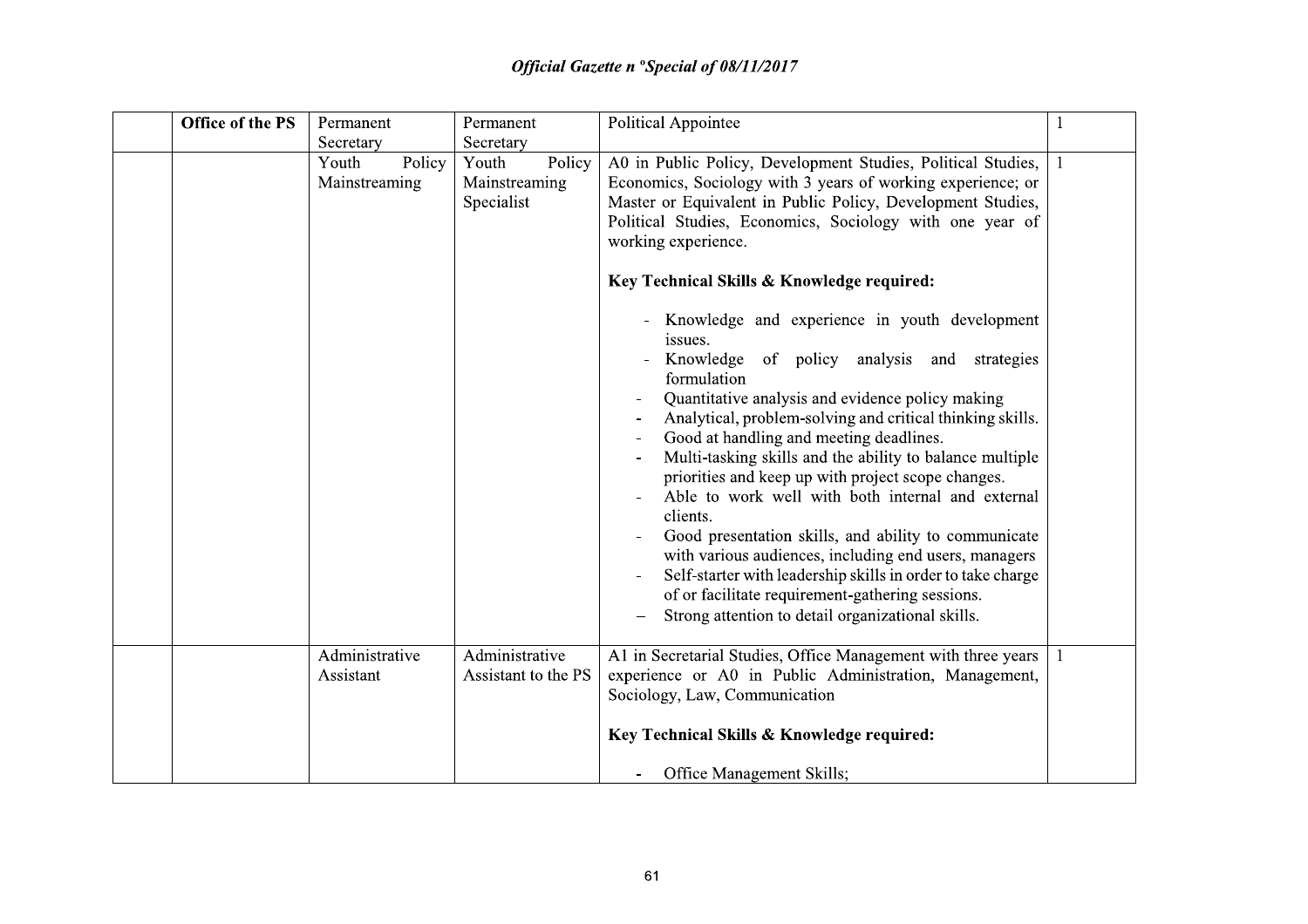| | Office of the PS | Permanent Secretary | Permanent Secretary | Political Appointee | 1 |
|---|---|---|---|---|---|
| | | Youth Policy Mainstreaming | Youth Policy Mainstreaming Specialist | A0 in Public Policy, Development Studies, Political Studies, Economics, Sociology with 3 years of working experience; or Master or Equivalent in Public Policy, Development Studies, Political Studies, Economics, Sociology with one year of working experience.<br><br>**Key Technical Skills & Knowledge required:**<br><br>- Knowledge and experience in youth development issues.<br>- Knowledge of policy analysis and strategies formulation<br>- Quantitative analysis and evidence policy making<br>- Analytical, problem-solving and critical thinking skills.<br>- Good at handling and meeting deadlines.<br>- Multi-tasking skills and the ability to balance multiple priorities and keep up with project scope changes.<br>- Able to work well with both internal and external clients.<br>- Good presentation skills, and ability to communicate with various audiences, including end users, managers<br>- Self-starter with leadership skills in order to take charge of or facilitate requirement-gathering sessions.<br>- Strong attention to detail organizational skills. | 1 |
| | | Administrative Assistant | Administrative Assistant to the PS | A1 in Secretarial Studies, Office Management with three years experience or A0 in Public Administration, Management, Sociology, Law, Communication<br><br>**Key Technical Skills & Knowledge required:**<br><br>- Office Management Skills; | 1 |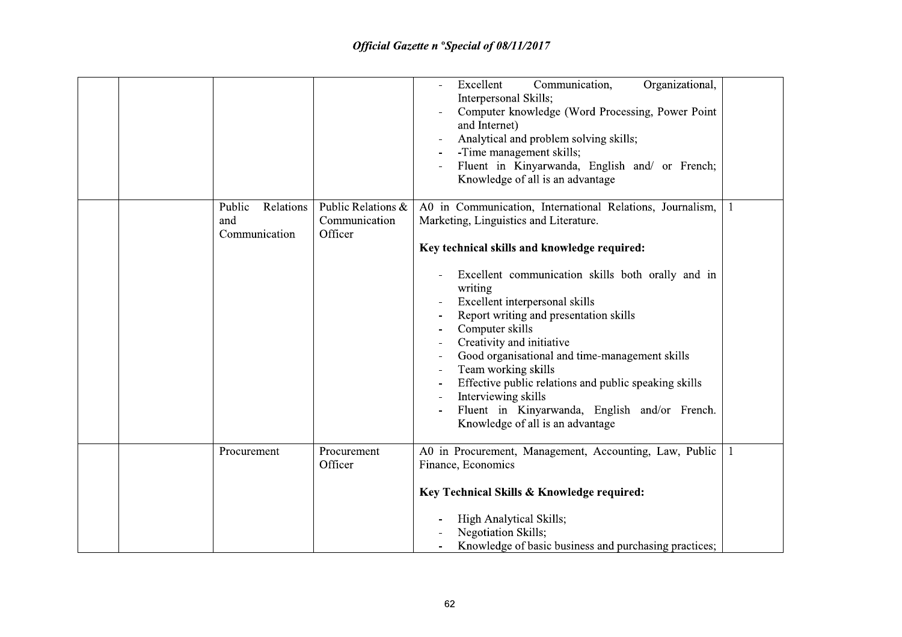| | | | | |
|---|---|---|---|---|
| | | | - Excellent Communication, Organizational, Interpersonal Skills;<br>- Computer knowledge (Word Processing, Power Point and Internet)<br>- Analytical and problem solving skills;<br>- -Time management skills;<br>- Fluent in Kinyarwanda, English and/ or French; Knowledge of all is an advantage | |
| | | Public Relations and Communication | Public Relations & Communication Officer | A0 in Communication, International Relations, Journalism, Marketing, Linguistics and Literature.<br><br>**Key technical skills and knowledge required:**<br><br>- Excellent communication skills both orally and in writing<br>- Excellent interpersonal skills<br>- Report writing and presentation skills<br>- Computer skills<br>- Creativity and initiative<br>- Good organisational and time-management skills<br>- Team working skills<br>- Effective public relations and public speaking skills<br>- Interviewing skills<br>- Fluent in Kinyarwanda, English and/or French. Knowledge of all is an advantage | 1 |
| | | Procurement | Procurement Officer | A0 in Procurement, Management, Accounting, Law, Public Finance, Economics<br><br>**Key Technical Skills & Knowledge required:**<br><br>- High Analytical Skills;<br>- Negotiation Skills;<br>- Knowledge of basic business and purchasing practices; | 1 |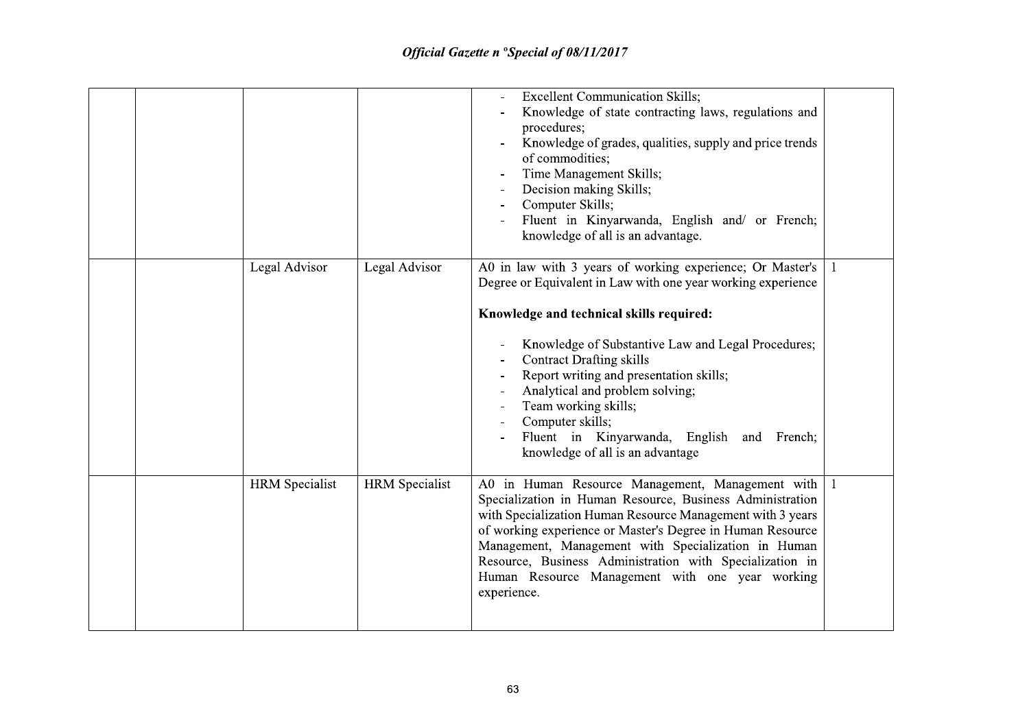| | | | | |
|---|---|---|---|---|
| | | | - Excellent Communication Skills;<br>- Knowledge of state contracting laws, regulations and procedures;<br>- Knowledge of grades, qualities, supply and price trends of commodities;<br>- Time Management Skills;<br>- Decision making Skills;<br>- Computer Skills;<br>- Fluent in Kinyarwanda, English and/ or French; knowledge of all is an advantage. | |
| | Legal Advisor | Legal Advisor | A0 in law with 3 years of working experience; Or Master's Degree or Equivalent in Law with one year working experience<br><br>**Knowledge and technical skills required:**<br><br>- Knowledge of Substantive Law and Legal Procedures;<br>- Contract Drafting skills<br>- Report writing and presentation skills;<br>- Analytical and problem solving;<br>- Team working skills;<br>- Computer skills;<br>- Fluent in Kinyarwanda, English and French; knowledge of all is an advantage | 1 |
| | HRM Specialist | HRM Specialist | A0 in Human Resource Management, Management with Specialization in Human Resource, Business Administration with Specialization Human Resource Management with 3 years of working experience or Master's Degree in Human Resource Management, Management with Specialization in Human Resource, Business Administration with Specialization in Human Resource Management with one year working experience. | 1 |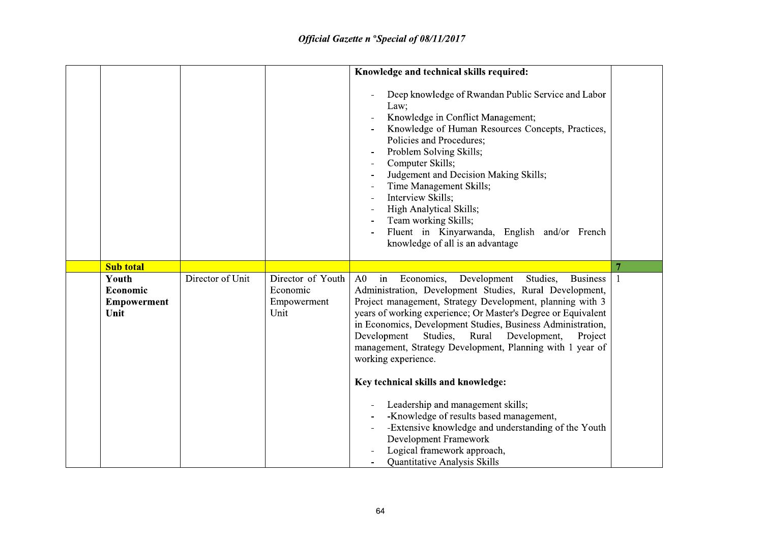| | | | | | |
|---|---|---|---|---|---|
| | | | | **Knowledge and technical skills required:**<br><br>- Deep knowledge of Rwandan Public Service and Labor Law;<br>- Knowledge in Conflict Management;<br>- Knowledge of Human Resources Concepts, Practices, Policies and Procedures;<br>- Problem Solving Skills;<br>- Computer Skills;<br>- Judgement and Decision Making Skills;<br>- Time Management Skills;<br>- Interview Skills;<br>- High Analytical Skills;<br>- Team working Skills;<br>- Fluent in Kinyarwanda, English and/or French knowledge of all is an advantage | |
| | **Sub total** | | | | **7** |
| | **Youth Economic Empowerment Unit** | Director of Unit | Director of Youth Economic Empowerment Unit | A0 in Economics, Development Studies, Business Administration, Development Studies, Rural Development, Project management, Strategy Development, planning with 3 years of working experience; Or Master's Degree or Equivalent in Economics, Development Studies, Business Administration, Development Studies, Rural Development, Project management, Strategy Development, Planning with 1 year of working experience.<br><br>**Key technical skills and knowledge:**<br><br>- Leadership and management skills;<br>- -Knowledge of results based management,<br>- -Extensive knowledge and understanding of the Youth Development Framework<br>- Logical framework approach,<br>- Quantitative Analysis Skills | 1 |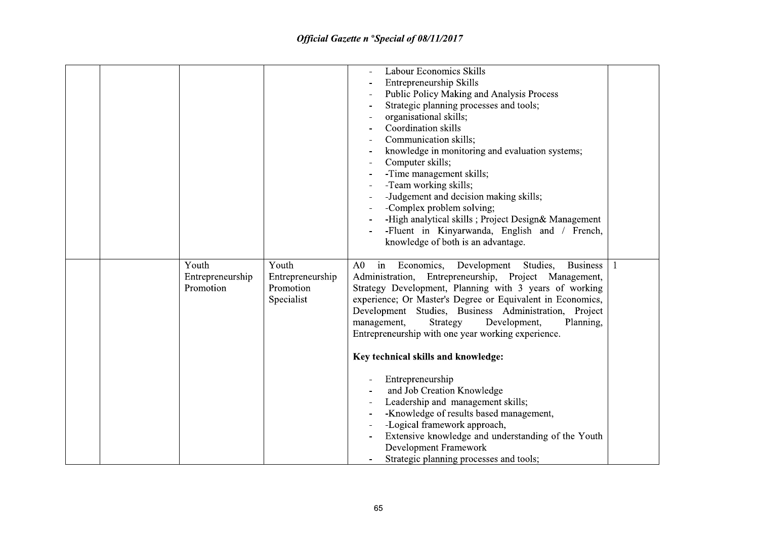| | | | | |
|---|---|---|---|---|
| | | | - Labour Economics Skills<br>- Entrepreneurship Skills<br>- Public Policy Making and Analysis Process<br>- Strategic planning processes and tools;<br>- organisational skills;<br>- Coordination skills<br>- Communication skills;<br>- knowledge in monitoring and evaluation systems;<br>- Computer skills;<br>- -Time management skills;<br>- -Team working skills;<br>- -Judgement and decision making skills;<br>- -Complex problem solving;<br>- -High analytical skills ; Project Design& Management<br>- -Fluent in Kinyarwanda, English and / French, knowledge of both is an advantage. | |
| | | Youth Entrepreneurship Promotion | Youth Entrepreneurship Promotion Specialist | A0 in Economics, Development Studies, Business Administration, Entrepreneurship, Project Management, Strategy Development, Planning with 3 years of working experience; Or Master's Degree or Equivalent in Economics, Development Studies, Business Administration, Project management, Strategy Development, Planning, Entrepreneurship with one year working experience.<br><br>**Key technical skills and knowledge:**<br><br>- Entrepreneurship<br>- and Job Creation Knowledge<br>- Leadership and management skills;<br>- -Knowledge of results based management,<br>- -Logical framework approach,<br>- Extensive knowledge and understanding of the Youth Development Framework<br>- Strategic planning processes and tools; | 1 |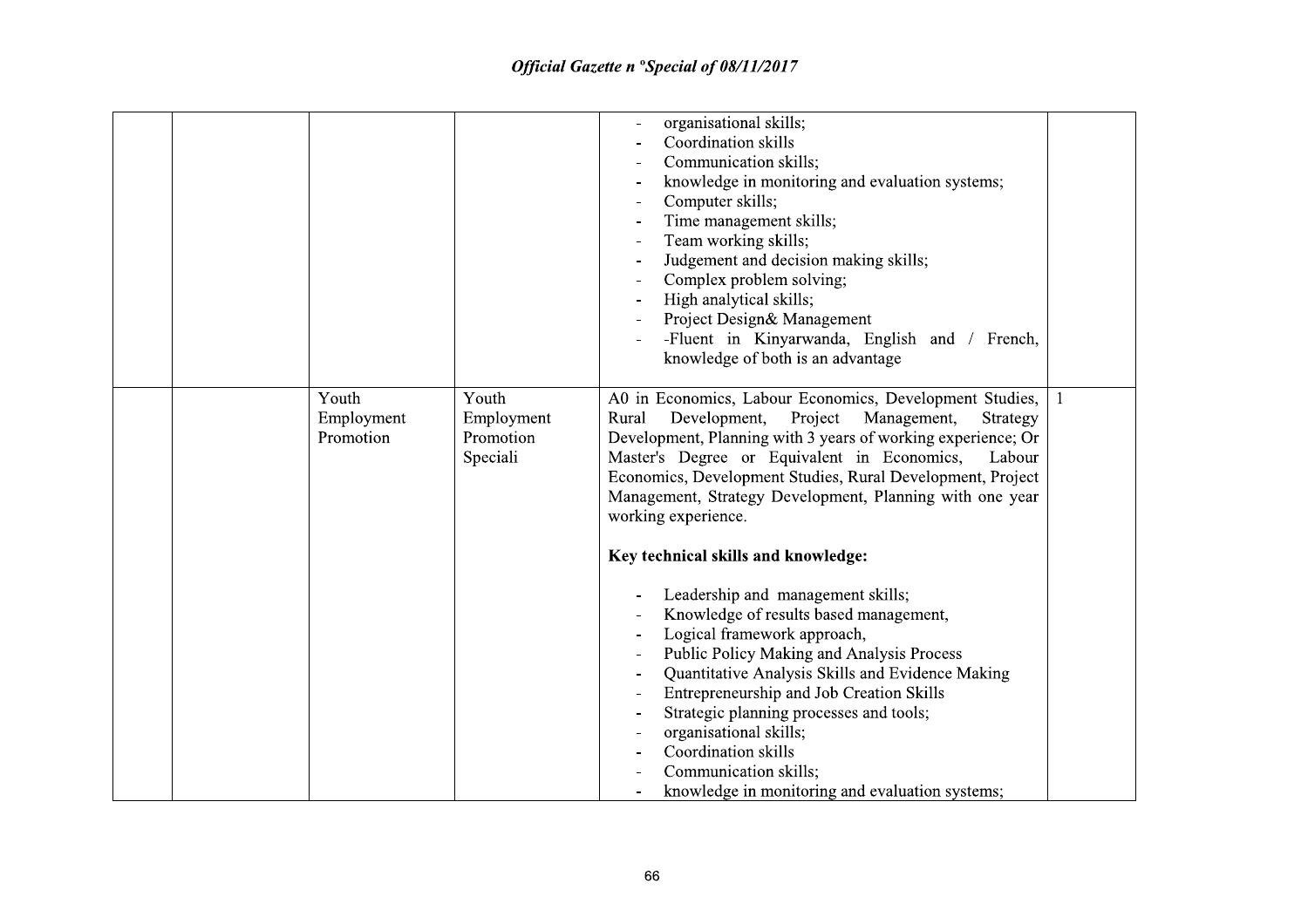| | | | | | |
|---|---|---|---|---|---|
| | | | | - organisational skills;<br>- Coordination skills<br>- Communication skills;<br>- knowledge in monitoring and evaluation systems;<br>- Computer skills;<br>- Time management skills;<br>- Team working skills;<br>- Judgement and decision making skills;<br>- Complex problem solving;<br>- High analytical skills;<br>- Project Design& Management<br>- -Fluent in Kinyarwanda, English and / French, knowledge of both is an advantage | |
| | | Youth Employment Promotion | Youth Employment Promotion Speciali | A0 in Economics, Labour Economics, Development Studies, Rural Development, Project Management, Strategy Development, Planning with 3 years of working experience; Or Master's Degree or Equivalent in Economics, Labour Economics, Development Studies, Rural Development, Project Management, Strategy Development, Planning with one year working experience.<br><br>**Key technical skills and knowledge:**<br><br>- Leadership and management skills;<br>- Knowledge of results based management,<br>- Logical framework approach,<br>- Public Policy Making and Analysis Process<br>- Quantitative Analysis Skills and Evidence Making<br>- Entrepreneurship and Job Creation Skills<br>- Strategic planning processes and tools;<br>- organisational skills;<br>- Coordination skills<br>- Communication skills;<br>- knowledge in monitoring and evaluation systems; | 1 |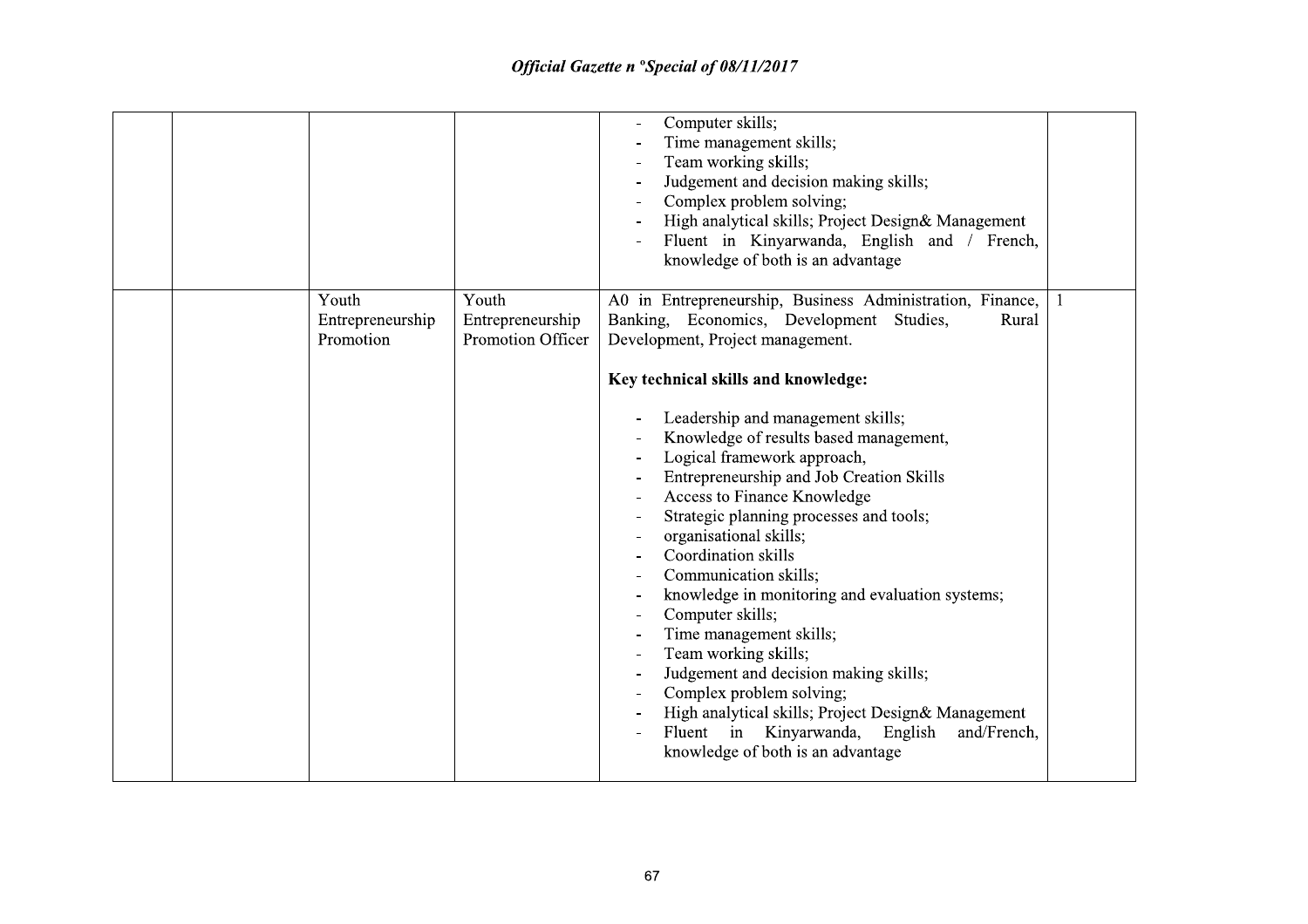| | | | | |
|---|---|---|---|---|
| | | | - Computer skills;<br>- Time management skills;<br>- Team working skills;<br>- Judgement and decision making skills;<br>- Complex problem solving;<br>- High analytical skills; Project Design& Management<br>- Fluent in Kinyarwanda, English and / French, knowledge of both is an advantage | |
| | | Youth Entrepreneurship Promotion | Youth Entrepreneurship Promotion Officer | A0 in Entrepreneurship, Business Administration, Finance, Banking, Economics, Development Studies, Rural Development, Project management.<br><br>**Key technical skills and knowledge:**<br><br>- Leadership and management skills;<br>- Knowledge of results based management,<br>- Logical framework approach,<br>- Entrepreneurship and Job Creation Skills<br>- Access to Finance Knowledge<br>- Strategic planning processes and tools;<br>- organisational skills;<br>- Coordination skills<br>- Communication skills;<br>- knowledge in monitoring and evaluation systems;<br>- Computer skills;<br>- Time management skills;<br>- Team working skills;<br>- Judgement and decision making skills;<br>- Complex problem solving;<br>- High analytical skills; Project Design& Management<br>- Fluent in Kinyarwanda, English and/French, knowledge of both is an advantage | 1 |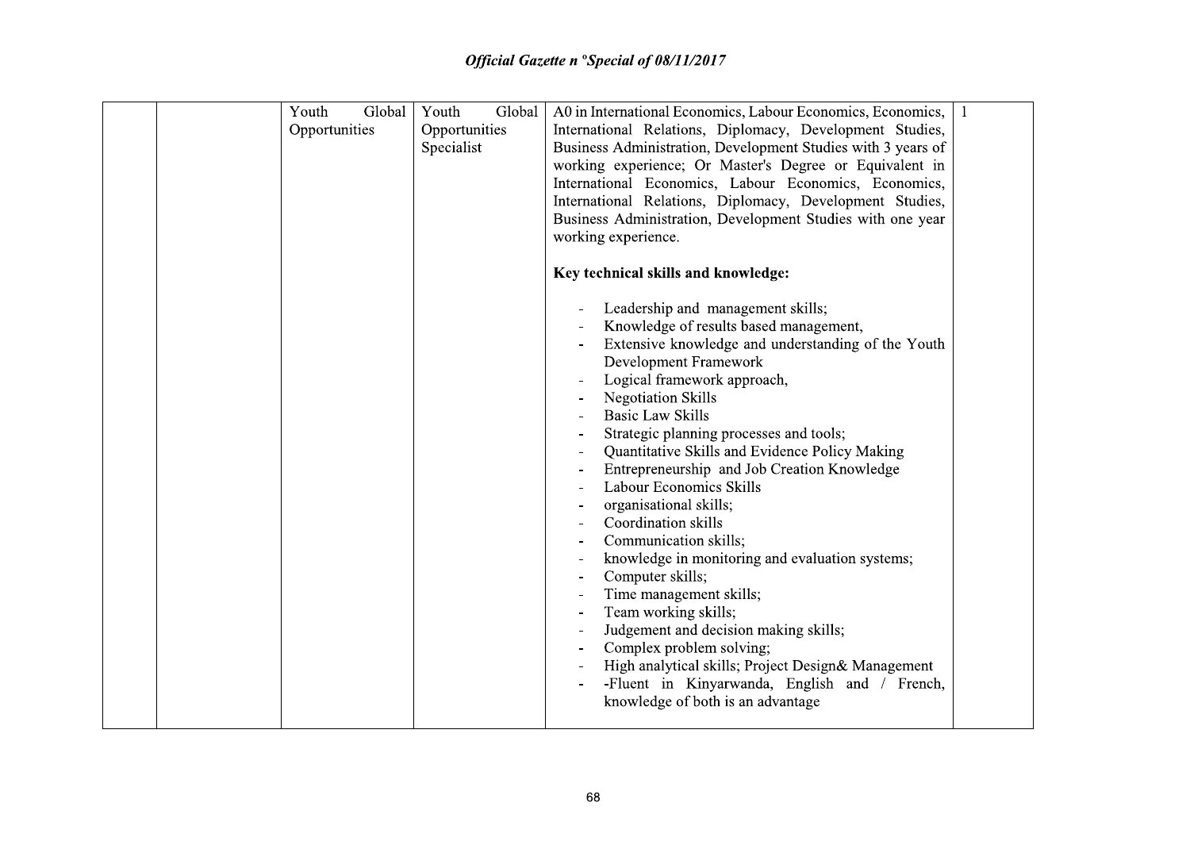| | | | | | |
|---|---|---|---|---|---|
| | | Youth Global Opportunities | Youth Global Opportunities Specialist | A0 in International Economics, Labour Economics, Economics, International Relations, Diplomacy, Development Studies, Business Administration, Development Studies with 3 years of working experience; Or Master's Degree or Equivalent in International Economics, Labour Economics, Economics, International Relations, Diplomacy, Development Studies, Business Administration, Development Studies with one year working experience.<br><br>**Key technical skills and knowledge:**<br><br>- Leadership and management skills;<br>- Knowledge of results based management,<br>- Extensive knowledge and understanding of the Youth Development Framework<br>- Logical framework approach,<br>- Negotiation Skills<br>- Basic Law Skills<br>- Strategic planning processes and tools;<br>- Quantitative Skills and Evidence Policy Making<br>- Entrepreneurship and Job Creation Knowledge<br>- Labour Economics Skills<br>- organisational skills;<br>- Coordination skills<br>- Communication skills;<br>- knowledge in monitoring and evaluation systems;<br>- Computer skills;<br>- Time management skills;<br>- Team working skills;<br>- Judgement and decision making skills;<br>- Complex problem solving;<br>- High analytical skills; Project Design& Management<br>- -Fluent in Kinyarwanda, English and / French, knowledge of both is an advantage | 1 |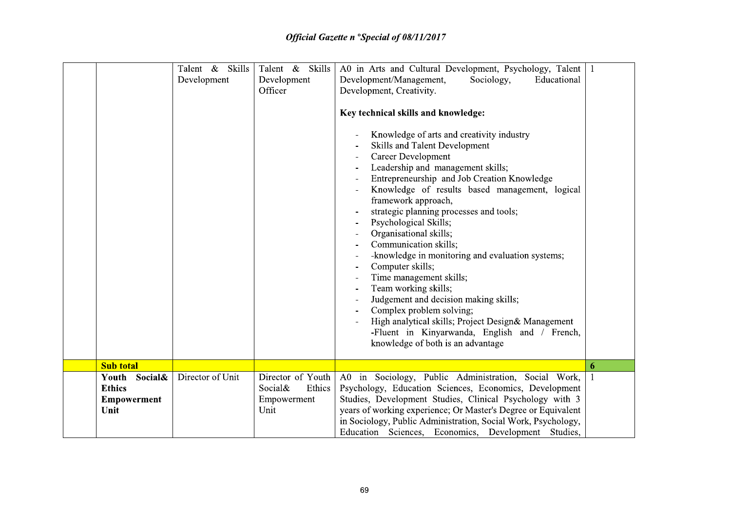| | | | | | |
|---|---|---|---|---|---|
| | | Talent & Skills Development | Talent & Skills Development Officer | A0 in Arts and Cultural Development, Psychology, Talent Development/Management, Sociology, Educational Development, Creativity.<br><br>**Key technical skills and knowledge:**<br><br>- Knowledge of arts and creativity industry<br>- Skills and Talent Development<br>- Career Development<br>- Leadership and management skills;<br>- Entrepreneurship and Job Creation Knowledge<br>- Knowledge of results based management, logical framework approach,<br>- strategic planning processes and tools;<br>- Psychological Skills;<br>- Organisational skills;<br>- Communication skills;<br>- -knowledge in monitoring and evaluation systems;<br>- Computer skills;<br>- Time management skills;<br>- Team working skills;<br>- Judgement and decision making skills;<br>- Complex problem solving;<br>- High analytical skills; Project Design& Management -Fluent in Kinyarwanda, English and / French, knowledge of both is an advantage | 1 |
| | **Sub total** | | | | **6** |
| | **Youth Social& Ethics Empowerment Unit** | Director of Unit | Director of Youth Social& Ethics Empowerment Unit | A0 in Sociology, Public Administration, Social Work, Psychology, Education Sciences, Economics, Development Studies, Development Studies, Clinical Psychology with 3 years of working experience; Or Master's Degree or Equivalent in Sociology, Public Administration, Social Work, Psychology, Education Sciences, Economics, Development Studies, | 1 |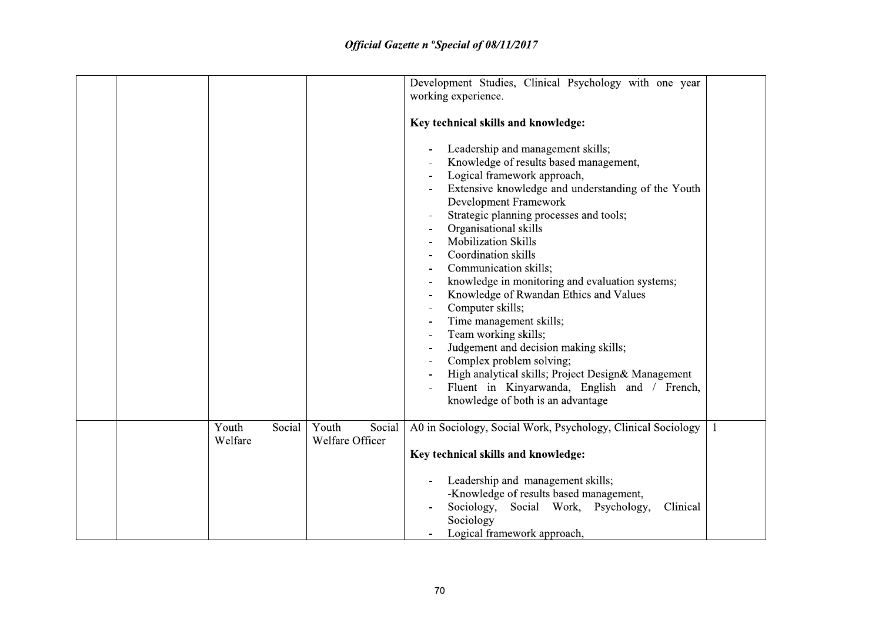| | | | | |
|---|---|---|---|---|
| | | | Development Studies, Clinical Psychology with one year working experience.<br><br>**Key technical skills and knowledge:**<br><br>- Leadership and management skills;<br>- Knowledge of results based management,<br>- Logical framework approach,<br>- Extensive knowledge and understanding of the Youth Development Framework<br>- Strategic planning processes and tools;<br>- Organisational skills<br>- Mobilization Skills<br>- Coordination skills<br>- Communication skills;<br>- knowledge in monitoring and evaluation systems;<br>- Knowledge of Rwandan Ethics and Values<br>- Computer skills;<br>- Time management skills;<br>- Team working skills;<br>- Judgement and decision making skills;<br>- Complex problem solving;<br>- High analytical skills; Project Design& Management<br>- Fluent in Kinyarwanda, English and / French, knowledge of both is an advantage | |
| | | Youth Social Welfare | Youth Social Welfare Officer | A0 in Sociology, Social Work, Psychology, Clinical Sociology<br><br>**Key technical skills and knowledge:**<br><br>- Leadership and management skills;<br>-Knowledge of results based management,<br>- Sociology, Social Work, Psychology, Clinical Sociology<br>- Logical framework approach, | 1 |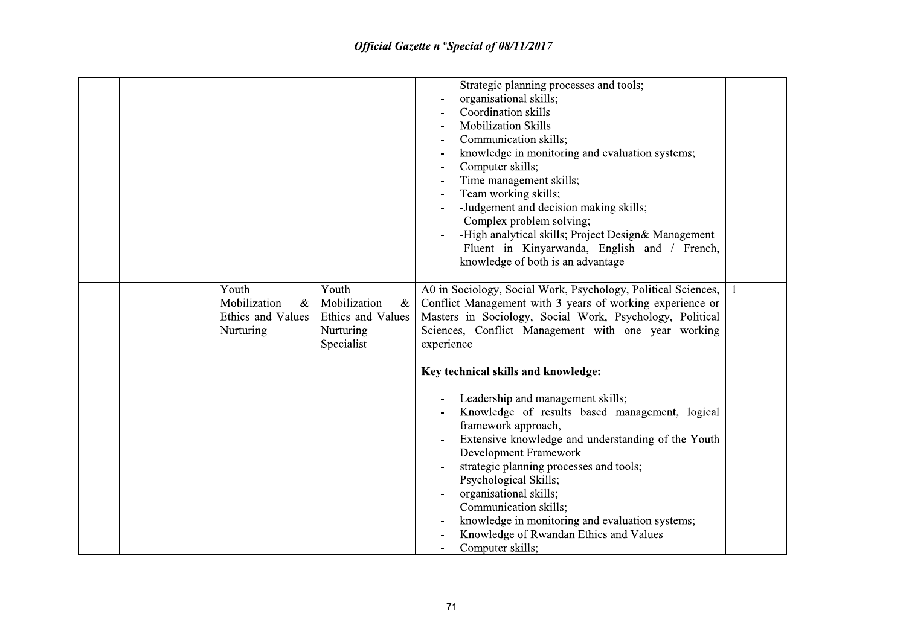| | | | | | |
|---|---|---|---|---|---|
| | | | | - Strategic planning processes and tools;<br>- organisational skills;<br>- Coordination skills<br>- Mobilization Skills<br>- Communication skills;<br>- knowledge in monitoring and evaluation systems;<br>- Computer skills;<br>- Time management skills;<br>- Team working skills;<br>- -Judgement and decision making skills;<br>- -Complex problem solving;<br>- -High analytical skills; Project Design& Management<br>- -Fluent in Kinyarwanda, English and / French, knowledge of both is an advantage | |
| | | Youth Mobilization & Ethics and Values Nurturing | Youth Mobilization & Ethics and Values Nurturing Specialist | A0 in Sociology, Social Work, Psychology, Political Sciences, Conflict Management with 3 years of working experience or Masters in Sociology, Social Work, Psychology, Political Sciences, Conflict Management with one year working experience<br><br>**Key technical skills and knowledge:**<br><br>- Leadership and management skills;<br>- Knowledge of results based management, logical framework approach,<br>- Extensive knowledge and understanding of the Youth Development Framework<br>- strategic planning processes and tools;<br>- Psychological Skills;<br>- organisational skills;<br>- Communication skills;<br>- knowledge in monitoring and evaluation systems;<br>- Knowledge of Rwandan Ethics and Values<br>- Computer skills; | 1 |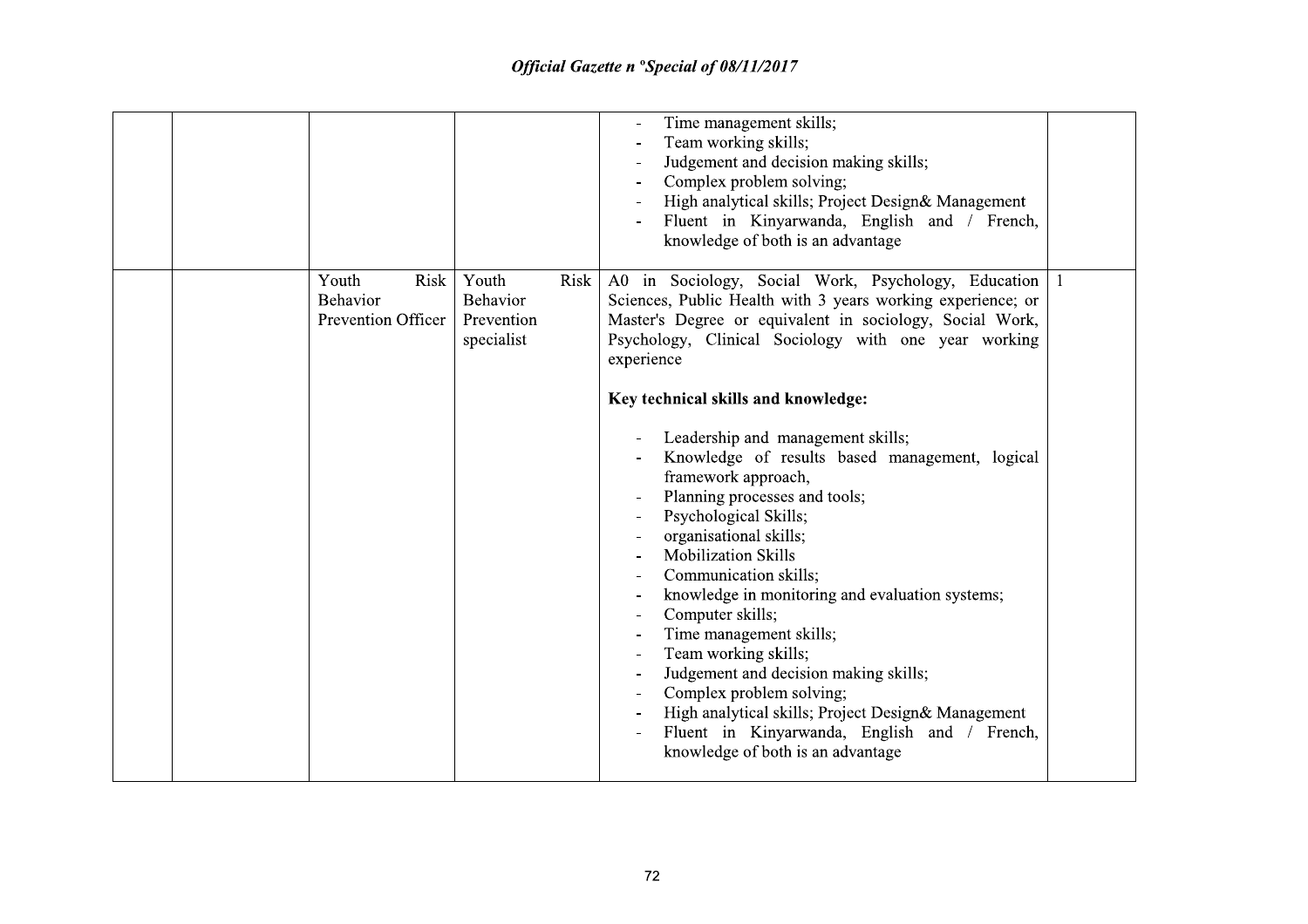| | | | | |
|---|---|---|---|---|
| | | | - Time management skills;<br>- Team working skills;<br>- Judgement and decision making skills;<br>- Complex problem solving;<br>- High analytical skills; Project Design& Management<br>- Fluent in Kinyarwanda, English and / French, knowledge of both is an advantage | |
| | Youth Risk Behavior Prevention Officer | Youth Risk Behavior Prevention specialist | A0 in Sociology, Social Work, Psychology, Education Sciences, Public Health with 3 years working experience; or Master's Degree or equivalent in sociology, Social Work, Psychology, Clinical Sociology with one year working experience<br><br>**Key technical skills and knowledge:**<br><br>- Leadership and management skills;<br>- Knowledge of results based management, logical framework approach,<br>- Planning processes and tools;<br>- Psychological Skills;<br>- organisational skills;<br>- Mobilization Skills<br>- Communication skills;<br>- knowledge in monitoring and evaluation systems;<br>- Computer skills;<br>- Time management skills;<br>- Team working skills;<br>- Judgement and decision making skills;<br>- Complex problem solving;<br>- High analytical skills; Project Design& Management<br>- Fluent in Kinyarwanda, English and / French, knowledge of both is an advantage | 1 |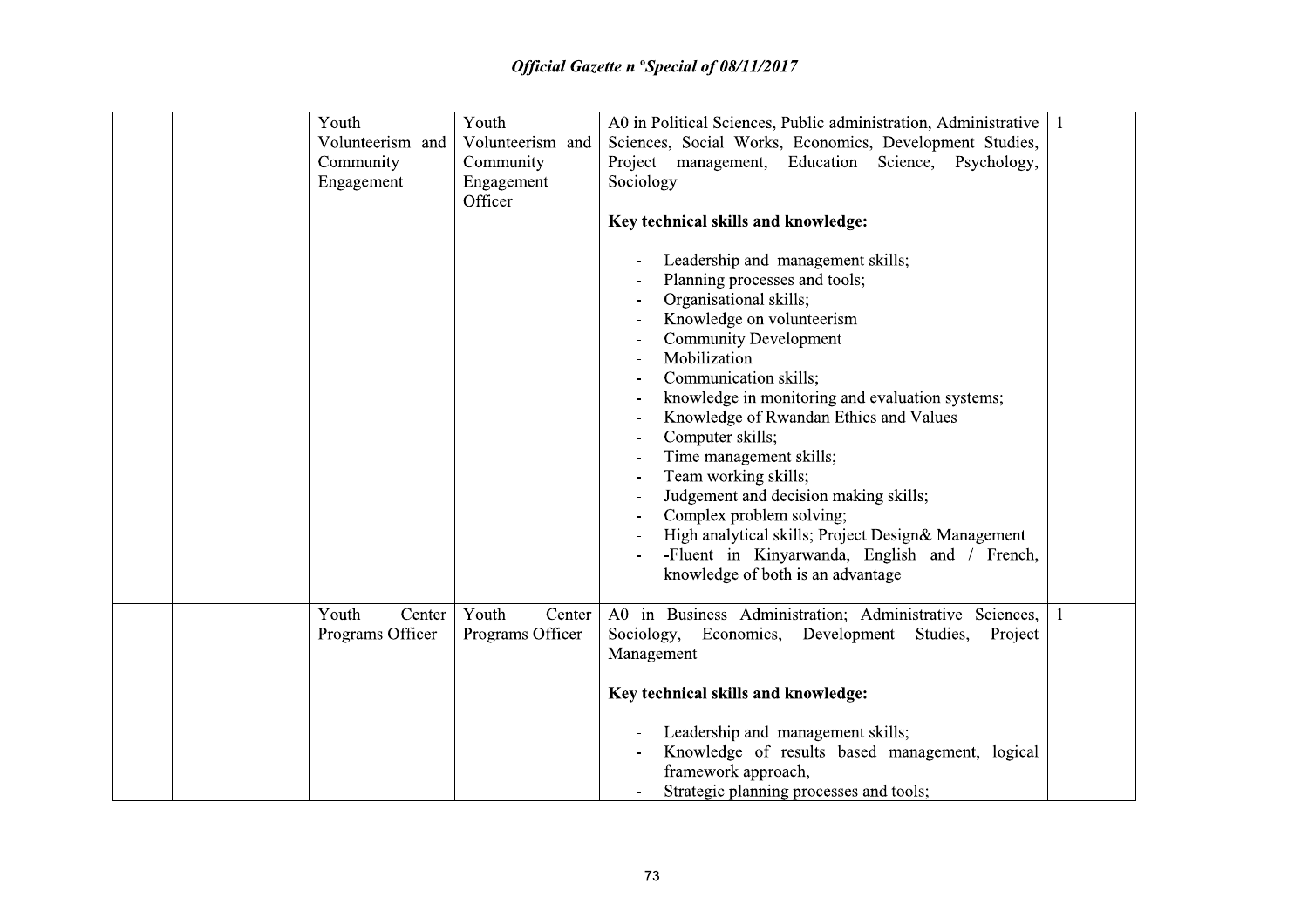| | | | | | |
|---|---|---|---|---|---|
| | | Youth Volunteerism and Community Engagement | Youth Volunteerism and Community Engagement Officer | A0 in Political Sciences, Public administration, Administrative Sciences, Social Works, Economics, Development Studies, Project management, Education Science, Psychology, Sociology<br><br>**Key technical skills and knowledge:**<br><br>- Leadership and management skills;<br>- Planning processes and tools;<br>- Organisational skills;<br>- Knowledge on volunteerism<br>- Community Development<br>- Mobilization<br>- Communication skills;<br>- knowledge in monitoring and evaluation systems;<br>- Knowledge of Rwandan Ethics and Values<br>- Computer skills;<br>- Time management skills;<br>- Team working skills;<br>- Judgement and decision making skills;<br>- Complex problem solving;<br>- High analytical skills; Project Design& Management<br>- -Fluent in Kinyarwanda, English and / French, knowledge of both is an advantage | 1 |
| | | Youth Center Programs Officer | Youth Center Programs Officer | A0 in Business Administration; Administrative Sciences, Sociology, Economics, Development Studies, Project Management<br><br>**Key technical skills and knowledge:**<br><br>- Leadership and management skills;<br>- Knowledge of results based management, logical framework approach,<br>- Strategic planning processes and tools; | 1 |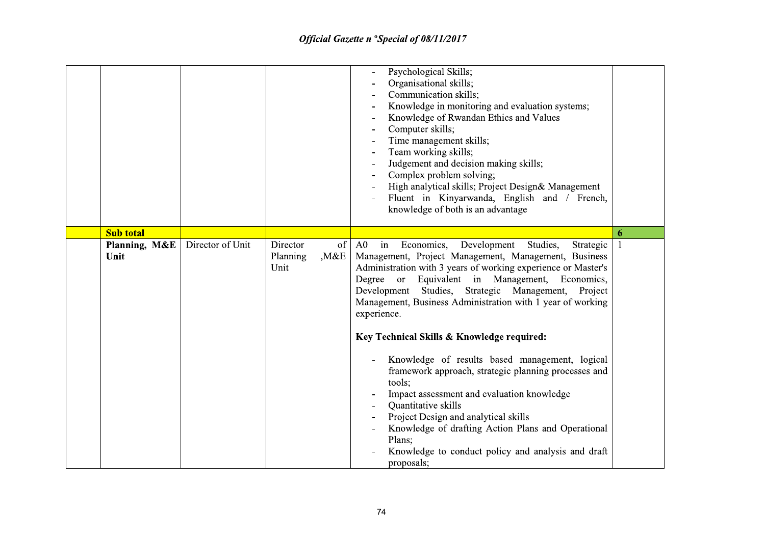| | | | | | |
|---|---|---|---|---|---|
| | | | | - Psychological Skills;<br>- Organisational skills;<br>- Communication skills;<br>- Knowledge in monitoring and evaluation systems;<br>- Knowledge of Rwandan Ethics and Values<br>- Computer skills;<br>- Time management skills;<br>- Team working skills;<br>- Judgement and decision making skills;<br>- Complex problem solving;<br>- High analytical skills; Project Design& Management<br>- Fluent in Kinyarwanda, English and / French, knowledge of both is an advantage | |
| | **Sub total** | | | | **6** |
| | **Planning, M&E Unit** | Director of Unit | Director of Planning ,M&E Unit | A0 in Economics, Development Studies, Strategic Management, Project Management, Management, Business Administration with 3 years of working experience or Master's Degree or Equivalent in Management, Economics, Development Studies, Strategic Management, Project Management, Business Administration with 1 year of working experience.<br><br>**Key Technical Skills & Knowledge required:**<br><br>- Knowledge of results based management, logical framework approach, strategic planning processes and tools;<br>- Impact assessment and evaluation knowledge<br>- Quantitative skills<br>- Project Design and analytical skills<br>- Knowledge of drafting Action Plans and Operational Plans;<br>- Knowledge to conduct policy and analysis and draft proposals; | 1 |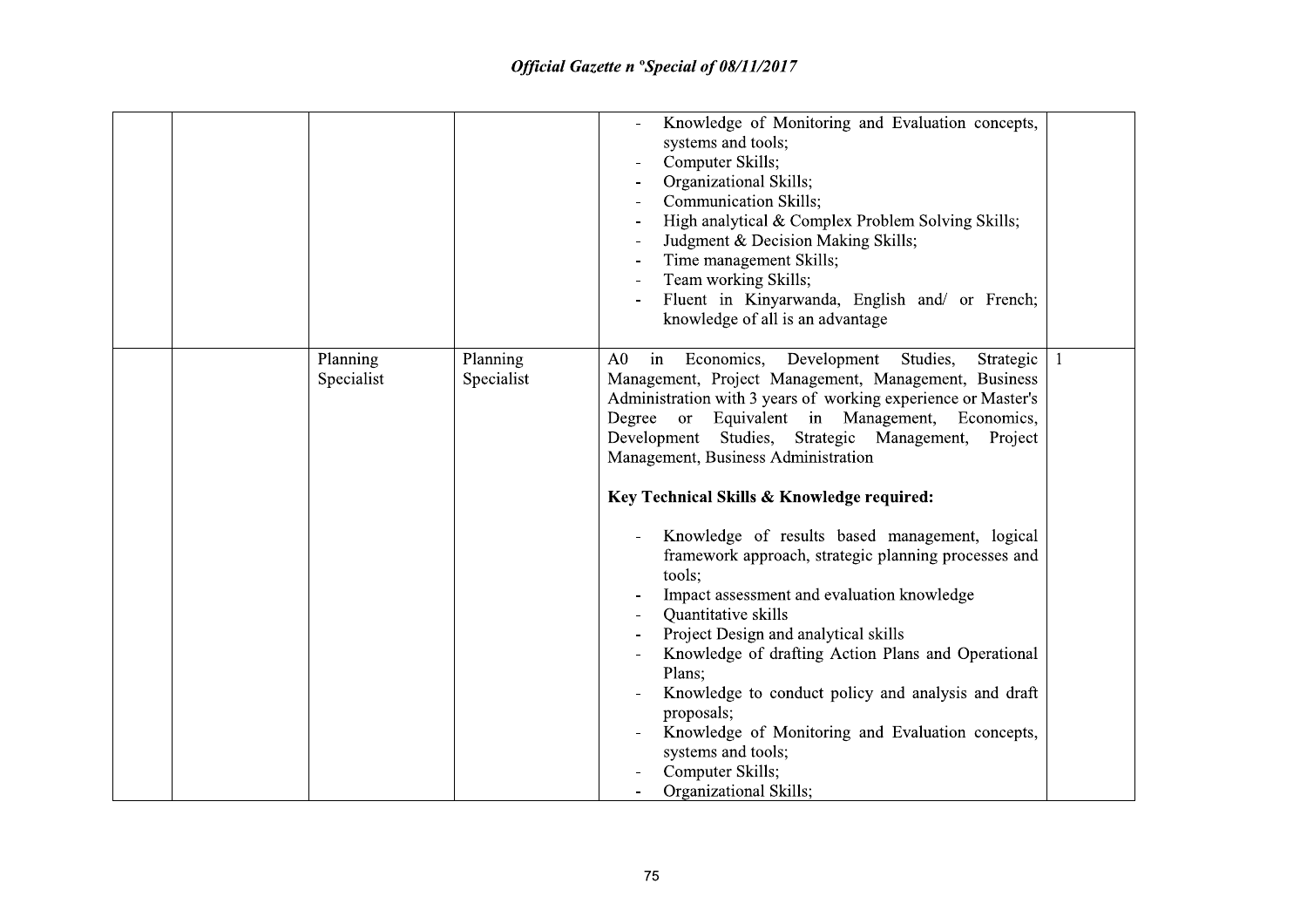| | | | | |
|---|---|---|---|---|
| | | | - Knowledge of Monitoring and Evaluation concepts, systems and tools;<br>- Computer Skills;<br>- Organizational Skills;<br>- Communication Skills;<br>- High analytical & Complex Problem Solving Skills;<br>- Judgment & Decision Making Skills;<br>- Time management Skills;<br>- Team working Skills;<br>- Fluent in Kinyarwanda, English and/ or French; knowledge of all is an advantage | |
| | Planning Specialist | Planning Specialist | A0 in Economics, Development Studies, Strategic Management, Project Management, Management, Business Administration with 3 years of working experience or Master's Degree or Equivalent in Management, Economics, Development Studies, Strategic Management, Project Management, Business Administration<br><br>**Key Technical Skills & Knowledge required:**<br><br>- Knowledge of results based management, logical framework approach, strategic planning processes and tools;<br>- Impact assessment and evaluation knowledge<br>- Quantitative skills<br>- Project Design and analytical skills<br>- Knowledge of drafting Action Plans and Operational Plans;<br>- Knowledge to conduct policy and analysis and draft proposals;<br>- Knowledge of Monitoring and Evaluation concepts, systems and tools;<br>- Computer Skills;<br>- Organizational Skills; | 1 |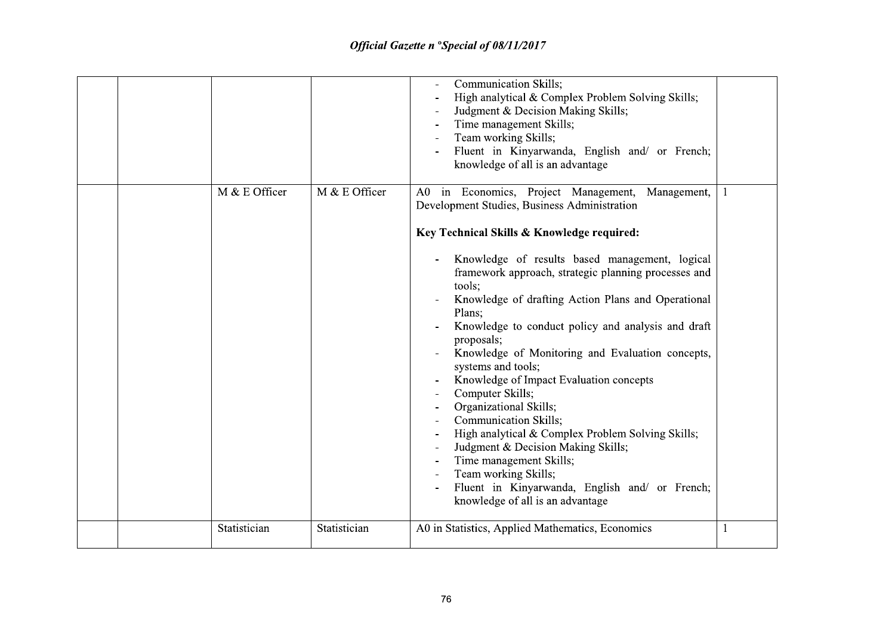| | | | | | |
|---|---|---|---|---|---|
| | | | | - Communication Skills;<br>- High analytical & Complex Problem Solving Skills;<br>- Judgment & Decision Making Skills;<br>- Time management Skills;<br>- Team working Skills;<br>- Fluent in Kinyarwanda, English and/ or French; knowledge of all is an advantage | |
| | | M & E Officer | M & E Officer | A0 in Economics, Project Management, Management, Development Studies, Business Administration<br><br>**Key Technical Skills & Knowledge required:**<br><br>- Knowledge of results based management, logical framework approach, strategic planning processes and tools;<br>- Knowledge of drafting Action Plans and Operational Plans;<br>- Knowledge to conduct policy and analysis and draft proposals;<br>- Knowledge of Monitoring and Evaluation concepts, systems and tools;<br>- Knowledge of Impact Evaluation concepts<br>- Computer Skills;<br>- Organizational Skills;<br>- Communication Skills;<br>- High analytical & Complex Problem Solving Skills;<br>- Judgment & Decision Making Skills;<br>- Time management Skills;<br>- Team working Skills;<br>- Fluent in Kinyarwanda, English and/ or French; knowledge of all is an advantage | 1 |
| | | Statistician | Statistician | A0 in Statistics, Applied Mathematics, Economics | 1 |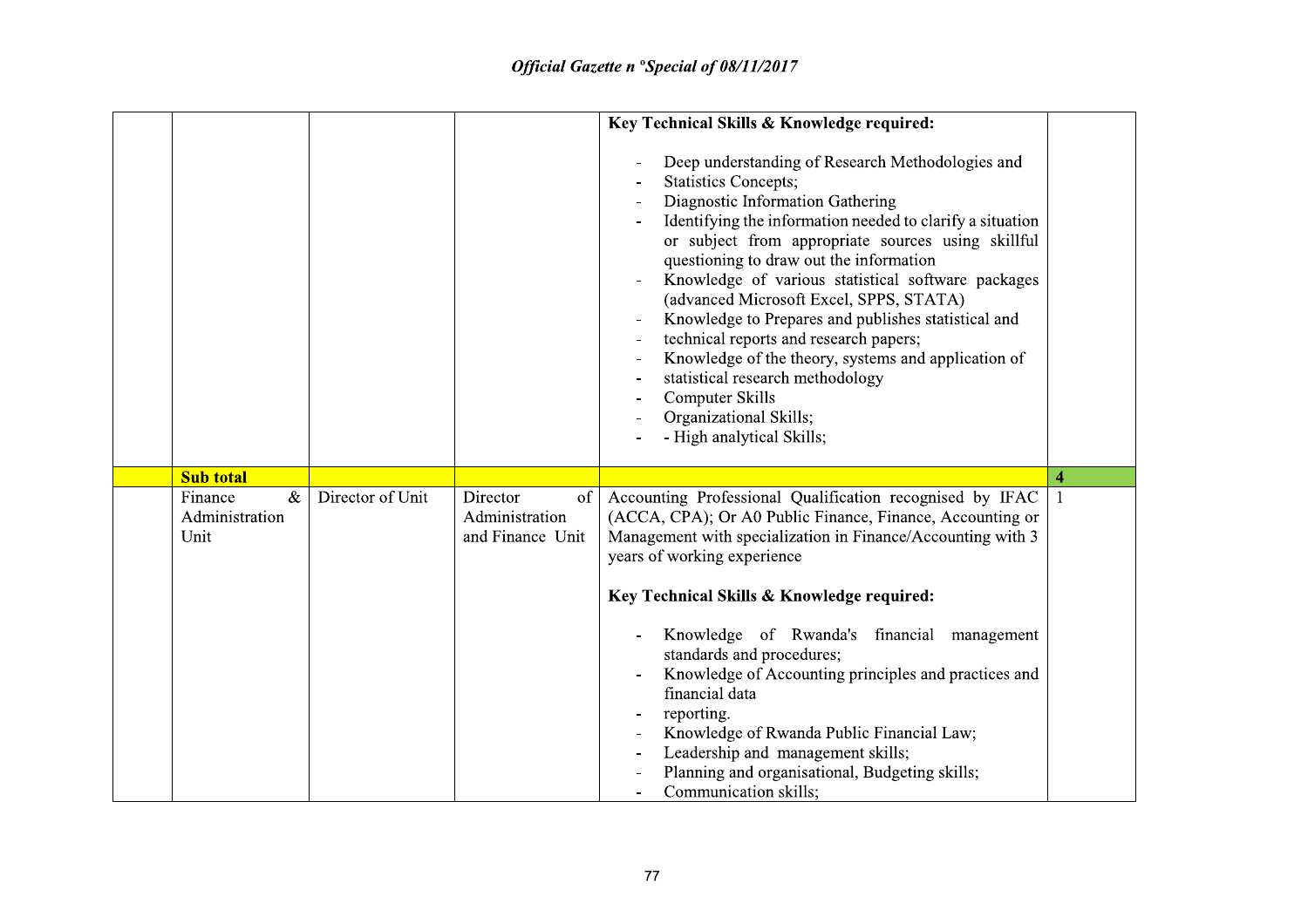| | | | | | |
|---|---|---|---|---|---|
| | | | | **Key Technical Skills & Knowledge required:**<br><br>- Deep understanding of Research Methodologies and<br>- Statistics Concepts;<br>- Diagnostic Information Gathering<br>- Identifying the information needed to clarify a situation or subject from appropriate sources using skillful questioning to draw out the information<br>- Knowledge of various statistical software packages (advanced Microsoft Excel, SPPS, STATA)<br>- Knowledge to Prepares and publishes statistical and<br>- technical reports and research papers;<br>- Knowledge of the theory, systems and application of<br>- statistical research methodology<br>- Computer Skills<br>- Organizational Skills;<br>- - High analytical Skills; | |
| | **Sub total** | | | | **4** |
| | Finance & Administration Unit | Director of Unit | Director of Administration and Finance Unit | Accounting Professional Qualification recognised by IFAC (ACCA, CPA); Or A0 Public Finance, Finance, Accounting or Management with specialization in Finance/Accounting with 3 years of working experience<br><br>**Key Technical Skills & Knowledge required:**<br><br>- Knowledge of Rwanda's financial management standards and procedures;<br>- Knowledge of Accounting principles and practices and financial data<br>- reporting.<br>- Knowledge of Rwanda Public Financial Law;<br>- Leadership and management skills;<br>- Planning and organisational, Budgeting skills;<br>- Communication skills; | 1 |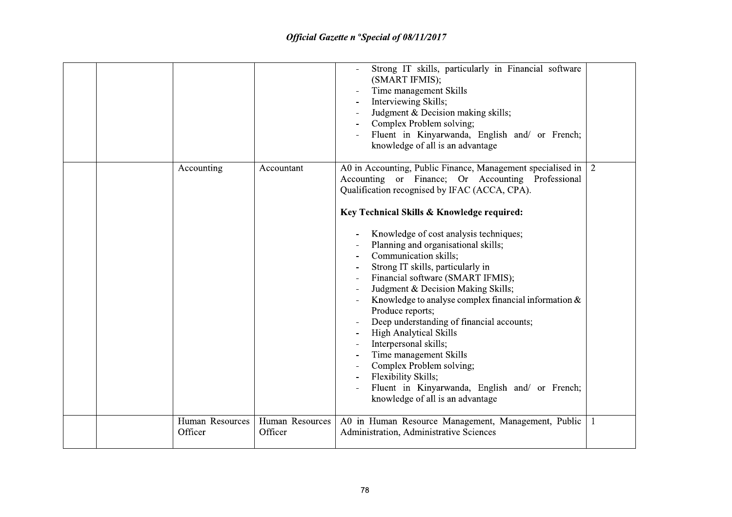| | | | | |
|---|---|---|---|---|
| | | | - Strong IT skills, particularly in Financial software (SMART IFMIS);<br>- Time management Skills<br>- Interviewing Skills;<br>- Judgment & Decision making skills;<br>- Complex Problem solving;<br>- Fluent in Kinyarwanda, English and/ or French; knowledge of all is an advantage | |
| | | Accounting | Accountant | A0 in Accounting, Public Finance, Management specialised in Accounting or Finance; Or Accounting Professional Qualification recognised by IFAC (ACCA, CPA).<br><br>**Key Technical Skills & Knowledge required:**<br><br>- Knowledge of cost analysis techniques;<br>- Planning and organisational skills;<br>- Communication skills;<br>- Strong IT skills, particularly in<br>- Financial software (SMART IFMIS);<br>- Judgment & Decision Making Skills;<br>- Knowledge to analyse complex financial information & Produce reports;<br>- Deep understanding of financial accounts;<br>- High Analytical Skills<br>- Interpersonal skills;<br>- Time management Skills<br>- Complex Problem solving;<br>- Flexibility Skills;<br>- Fluent in Kinyarwanda, English and/ or French; knowledge of all is an advantage | 2 |
| | | Human Resources Officer | Human Resources Officer | A0 in Human Resource Management, Management, Public Administration, Administrative Sciences | 1 |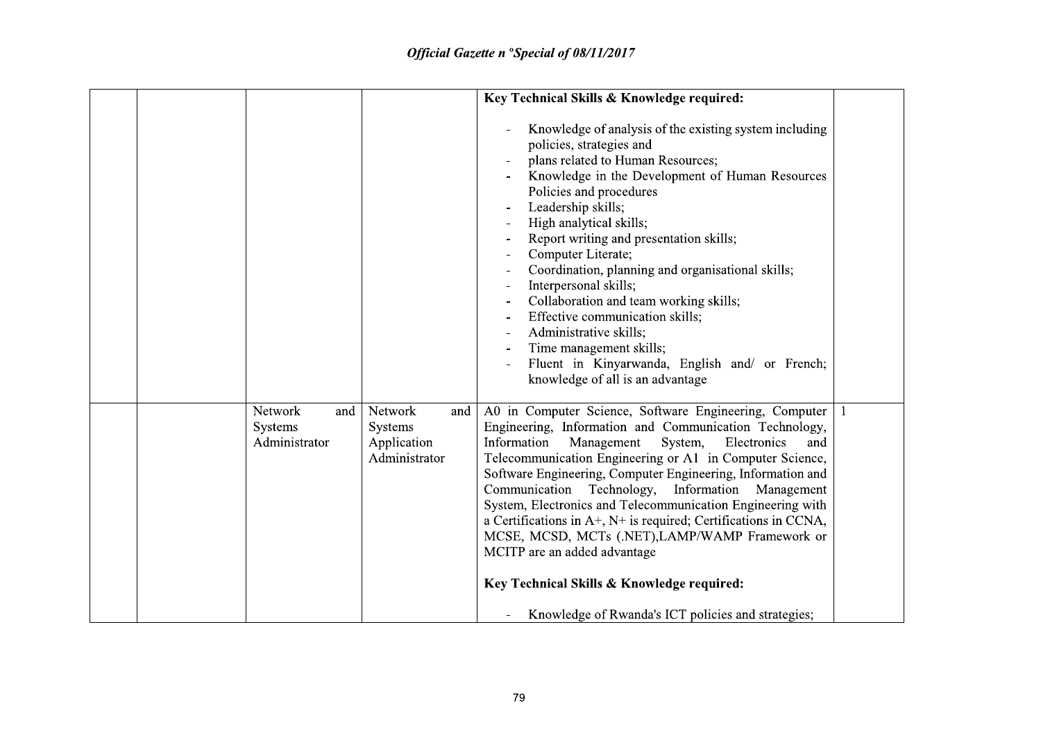| | | | | | |
|---|---|---|---|---|---|
| | | | | **Key Technical Skills & Knowledge required:**<br><br>- Knowledge of analysis of the existing system including policies, strategies and<br>- plans related to Human Resources;<br>- Knowledge in the Development of Human Resources Policies and procedures<br>- Leadership skills;<br>- High analytical skills;<br>- Report writing and presentation skills;<br>- Computer Literate;<br>- Coordination, planning and organisational skills;<br>- Interpersonal skills;<br>- Collaboration and team working skills;<br>- Effective communication skills;<br>- Administrative skills;<br>- Time management skills;<br>- Fluent in Kinyarwanda, English and/ or French; knowledge of all is an advantage | |
| | | Network and Systems Administrator | Network and Systems Application Administrator | A0 in Computer Science, Software Engineering, Computer Engineering, Information and Communication Technology, Information Management System, Electronics and Telecommunication Engineering or A1 in Computer Science, Software Engineering, Computer Engineering, Information and Communication Technology, Information Management System, Electronics and Telecommunication Engineering with a Certifications in A+, N+ is required; Certifications in CCNA, MCSE, MCSD, MCTs (.NET),LAMP/WAMP Framework or MCITP are an added advantage<br><br>**Key Technical Skills & Knowledge required:**<br><br>- Knowledge of Rwanda's ICT policies and strategies; | 1 |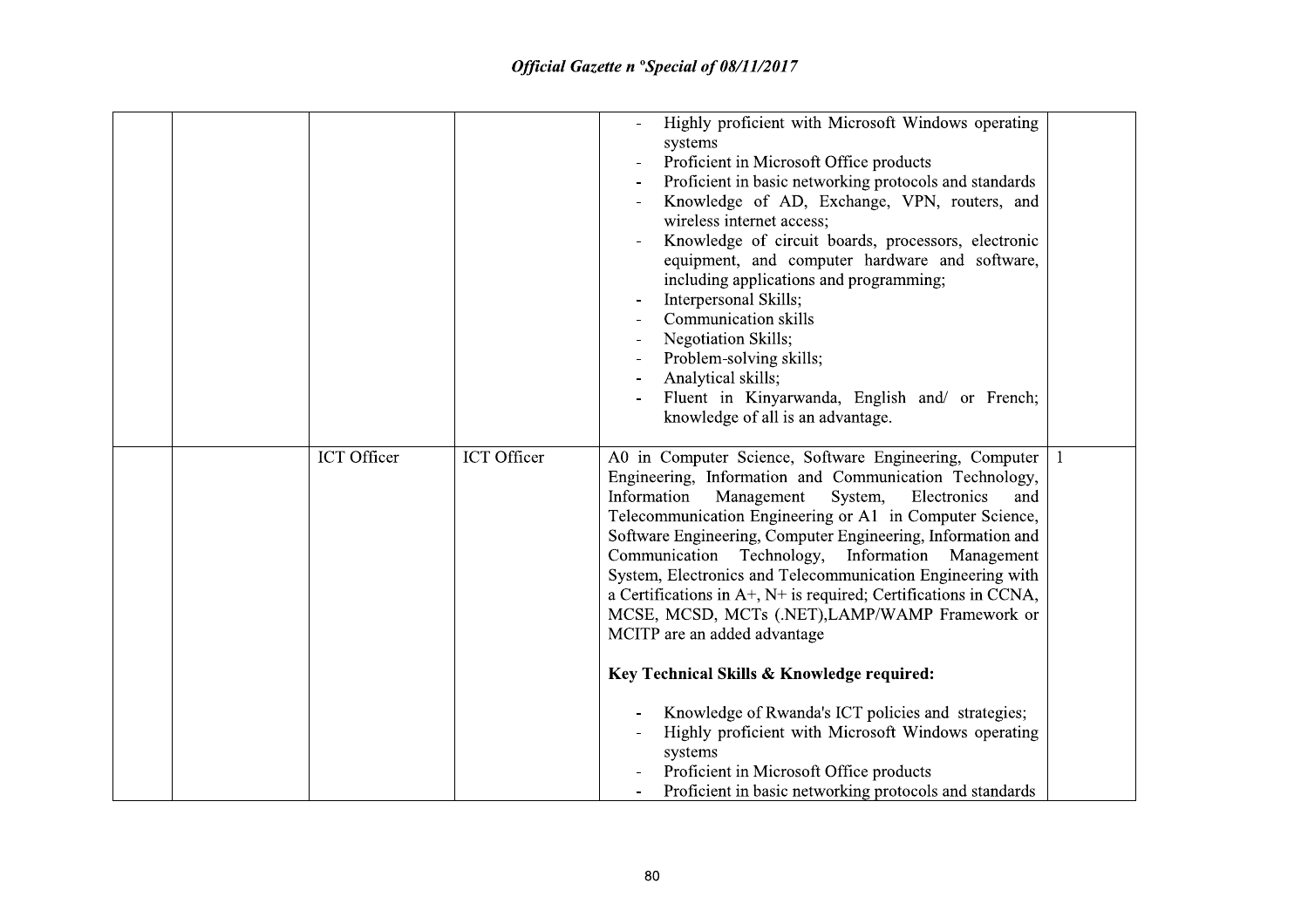| | | | | | |
|---|---|---|---|---|---|
| | | | | - Highly proficient with Microsoft Windows operating systems<br>- Proficient in Microsoft Office products<br>- Proficient in basic networking protocols and standards<br>- Knowledge of AD, Exchange, VPN, routers, and wireless internet access;<br>- Knowledge of circuit boards, processors, electronic equipment, and computer hardware and software, including applications and programming;<br>- Interpersonal Skills;<br>- Communication skills<br>- Negotiation Skills;<br>- Problem-solving skills;<br>- Analytical skills;<br>- Fluent in Kinyarwanda, English and/ or French; knowledge of all is an advantage. | |
| | | ICT Officer | ICT Officer | A0 in Computer Science, Software Engineering, Computer Engineering, Information and Communication Technology, Information Management System, Electronics and Telecommunication Engineering or A1 in Computer Science, Software Engineering, Computer Engineering, Information and Communication Technology, Information Management System, Electronics and Telecommunication Engineering with a Certifications in A+, N+ is required; Certifications in CCNA, MCSE, MCSD, MCTs (.NET),LAMP/WAMP Framework or MCITP are an added advantage<br><br>**Key Technical Skills & Knowledge required:**<br><br>- Knowledge of Rwanda's ICT policies and strategies;<br>- Highly proficient with Microsoft Windows operating systems<br>- Proficient in Microsoft Office products<br>- Proficient in basic networking protocols and standards | 1 |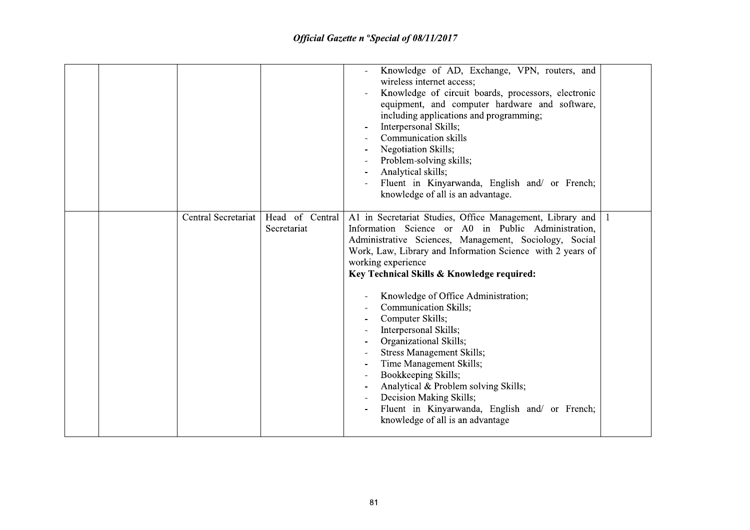| | | | | |
|---|---|---|---|---|
| | | | - Knowledge of AD, Exchange, VPN, routers, and wireless internet access;<br>- Knowledge of circuit boards, processors, electronic equipment, and computer hardware and software, including applications and programming;<br>- Interpersonal Skills;<br>- Communication skills<br>- Negotiation Skills;<br>- Problem-solving skills;<br>- Analytical skills;<br>- Fluent in Kinyarwanda, English and/ or French; knowledge of all is an advantage. | |
| | Central Secretariat | Head of Central Secretariat | A1 in Secretariat Studies, Office Management, Library and Information Science or A0 in Public Administration, Administrative Sciences, Management, Sociology, Social Work, Law, Library and Information Science with 2 years of working experience<br>**Key Technical Skills & Knowledge required:**<br>- Knowledge of Office Administration;<br>- Communication Skills;<br>- Computer Skills;<br>- Interpersonal Skills;<br>- Organizational Skills;<br>- Stress Management Skills;<br>- Time Management Skills;<br>- Bookkeeping Skills;<br>- Analytical & Problem solving Skills;<br>- Decision Making Skills;<br>- Fluent in Kinyarwanda, English and/ or French; knowledge of all is an advantage | 1 |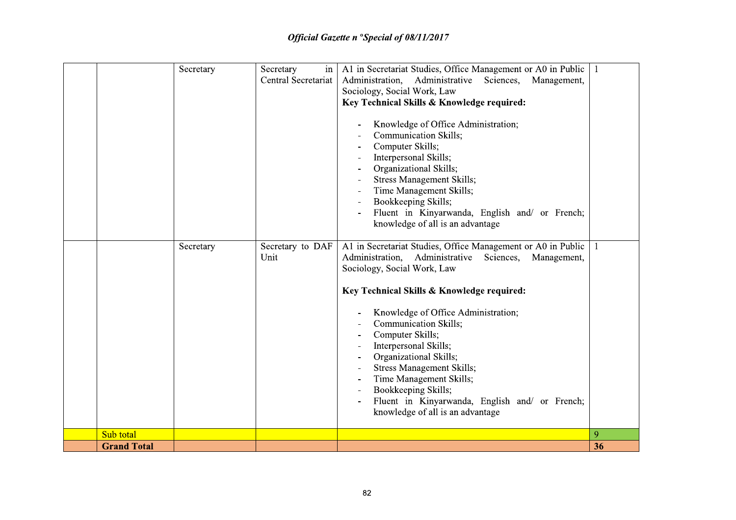| | | | | | |
|---|---|---|---|---|---|
| | | Secretary | Secretary in Central Secretariat | A1 in Secretariat Studies, Office Management or A0 in Public Administration, Administrative Sciences, Management, Sociology, Social Work, Law<br>**Key Technical Skills & Knowledge required:**<br>- Knowledge of Office Administration;<br>- Communication Skills;<br>- Computer Skills;<br>- Interpersonal Skills;<br>- Organizational Skills;<br>- Stress Management Skills;<br>- Time Management Skills;<br>- Bookkeeping Skills;<br>- Fluent in Kinyarwanda, English and/ or French; knowledge of all is an advantage | 1 |
| | | Secretary | Secretary to DAF Unit | A1 in Secretariat Studies, Office Management or A0 in Public Administration, Administrative Sciences, Management, Sociology, Social Work, Law<br>**Key Technical Skills & Knowledge required:**<br>- Knowledge of Office Administration;<br>- Communication Skills;<br>- Computer Skills;<br>- Interpersonal Skills;<br>- Organizational Skills;<br>- Stress Management Skills;<br>- Time Management Skills;<br>- Bookkeeping Skills;<br>- Fluent in Kinyarwanda, English and/ or French; knowledge of all is an advantage | 1 |
| | Sub total | | | | 9 |
| | **Grand Total** | | | | **36** |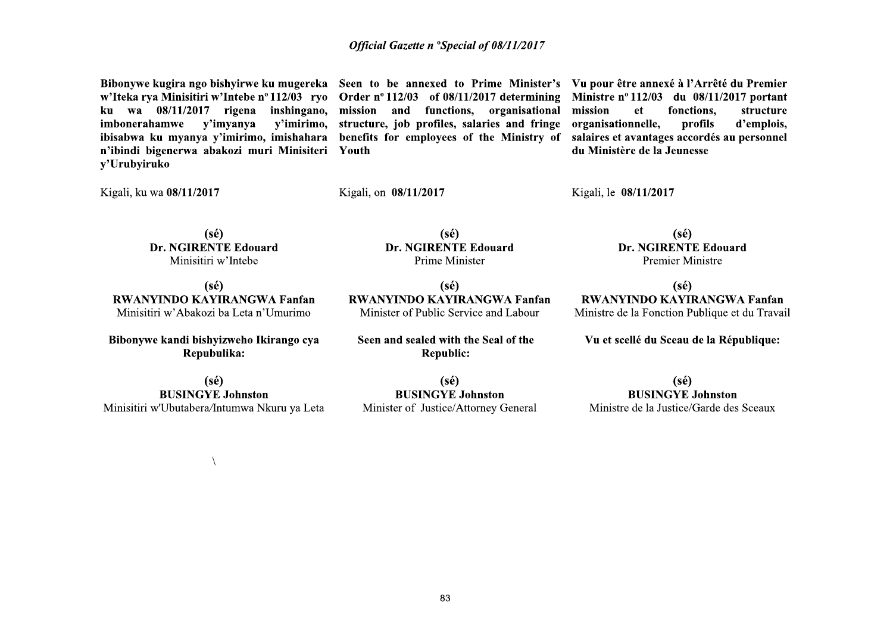**Bibonywe kugira ngo bishyirwe ku mugereka w'Iteka rya Minisitiri w'Intebe nº 112/03 ryo ku wa 08/11/2017 rigena inshingano, imbonerahamwe y'imyanya y'imirimo, ibisabwa ku myanya y'imirimo, imishahara n'ibindi bigenerwa abakozi muri Minisiteri y'Urubyiruko**

Kigali, ku wa **08/11/2017**

**(sé)**
**Dr. NGIRENTE Edouard**
Minisitiri w'Intebe

**(sé)**
**RWANYINDO KAYIRANGWA Fanfan**
Minisitiri w'Abakozi ba Leta n'Umurimo

**Bibonywe kandi bishyizweho Ikirango cya Repubulika:**

**(sé)**
**BUSINGYE Johnston**
Minisitiri w'Ubutabera/Intumwa Nkuru ya Leta

**Seen to be annexed to Prime Minister's Order nº 112/03 of 08/11/2017 determining mission and functions, organisational structure, job profiles, salaries and fringe benefits for employees of the Ministry of Youth**

Kigali, on **08/11/2017**

**(sé)**
**Dr. NGIRENTE Edouard**
Prime Minister

**(sé)**
**RWANYINDO KAYIRANGWA Fanfan**
Minister of Public Service and Labour

**Seen and sealed with the Seal of the Republic:**

**(sé)**
**BUSINGYE Johnston**
Minister of Justice/Attorney General

**Vu pour être annexé à l'Arrêté du Premier Ministre nº 112/03 du 08/11/2017 portant mission et fonctions, structure organisationnelle, profils d'emplois, salaires et avantages accordés au personnel du Ministère de la Jeunesse**

Kigali, le **08/11/2017**

**(sé)**
**Dr. NGIRENTE Edouard**
Premier Ministre

**(sé)**
**RWANYINDO KAYIRANGWA Fanfan**
Ministre de la Fonction Publique et du Travail

**Vu et scellé du Sceau de la République:**

**(sé)**
**BUSINGYE Johnston**
Ministre de la Justice/Garde des Sceaux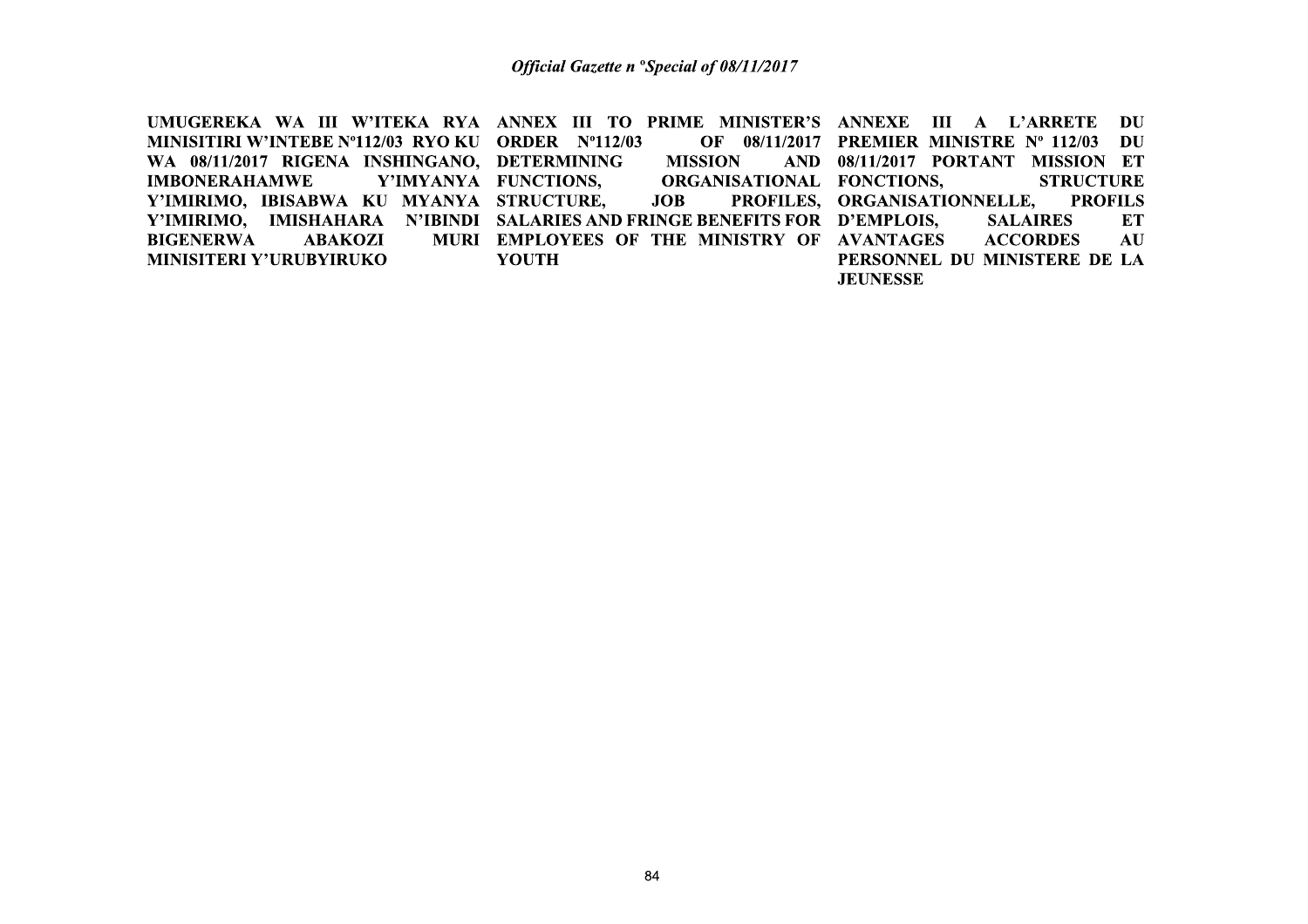**UMUGEREKA WA III W'ITEKA RYA MINISITIRI W'INTEBE Nº112/03 RYO KU WA 08/11/2017 RIGENA INSHINGANO, IMBONERAHAMWE Y'IMYANYA Y'IMIRIMO, IBISABWA KU MYANYA Y'IMIRIMO, IMISHAHARA N'IBINDI BIGENERWA ABAKOZI MURI MINISITERI Y'URUBYIRUKO**

**ANNEX III TO PRIME MINISTER'S ORDER Nº112/03 OF 08/11/2017 DETERMINING MISSION AND FUNCTIONS, ORGANISATIONAL STRUCTURE, JOB PROFILES, SALARIES AND FRINGE BENEFITS FOR EMPLOYEES OF THE MINISTRY OF YOUTH**

**ANNEXE III A L'ARRETE DU PREMIER MINISTRE Nº 112/03 DU 08/11/2017 PORTANT MISSION ET FONCTIONS, STRUCTURE ORGANISATIONNELLE, PROFILS D'EMPLOIS, SALAIRES ET AVANTAGES ACCORDES AU PERSONNEL DU MINISTERE DE LA JEUNESSE**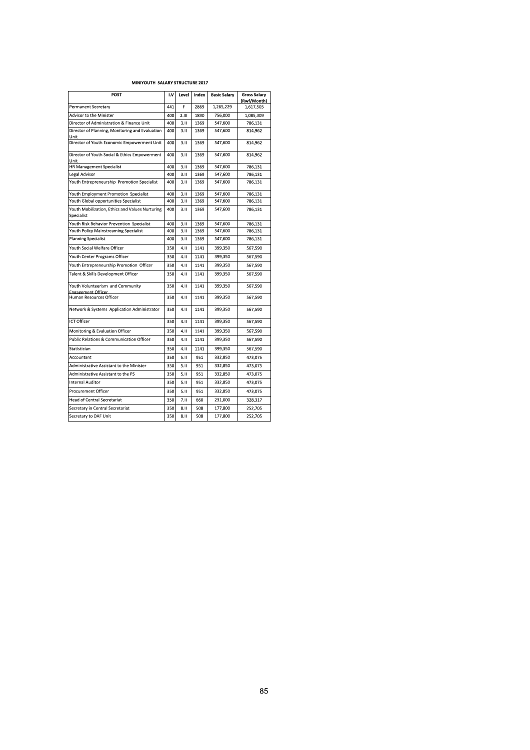**MINIYOUTH SALARY STRUCTURE 2017**

| POST | I.V | Level | Index | Basic Salary | Gross Salary (Rwf/Month) |
|---|---|---|---|---|---|
| Permanent Secretary | 441 | F | 2869 | 1,265,229 | 1,617,505 |
| Advisor to the Minister | 400 | 2.III | 1890 | 756,000 | 1,085,309 |
| Director of Administration & Finance Unit | 400 | 3.II | 1369 | 547,600 | 786,131 |
| Director of Planning, Monitoring and Evaluation Unit | 400 | 3.II | 1369 | 547,600 | 814,962 |
| Director of Youth Economic Empowerment Unit | 400 | 3.II | 1369 | 547,600 | 814,962 |
| Director of Youth Social & Ethics Empowerment Unit | 400 | 3.II | 1369 | 547,600 | 814,962 |
| HR Management Specialist | 400 | 3.II | 1369 | 547,600 | 786,131 |
| Legal Advisor | 400 | 3.II | 1369 | 547,600 | 786,131 |
| Youth Entrepreneurship Promotion Specialist | 400 | 3.II | 1369 | 547,600 | 786,131 |
| Youth Employment Promotion Specialist | 400 | 3.II | 1369 | 547,600 | 786,131 |
| Youth Global opportunities Specialist | 400 | 3.II | 1369 | 547,600 | 786,131 |
| Youth Mobilization, Ethics and Values Nurturing Specialist | 400 | 3.II | 1369 | 547,600 | 786,131 |
| Youth Risk Behavior Prevention Specialist | 400 | 3.II | 1369 | 547,600 | 786,131 |
| Youth Policy Mainstreaming Specialist | 400 | 3.II | 1369 | 547,600 | 786,131 |
| Planning Specialist | 400 | 3.II | 1369 | 547,600 | 786,131 |
| Youth Social Welfare Officer | 350 | 4.II | 1141 | 399,350 | 567,590 |
| Youth Center Programs Officer | 350 | 4.II | 1141 | 399,350 | 567,590 |
| Youth Entrepreneurship Promotion Officer | 350 | 4.II | 1141 | 399,350 | 567,590 |
| Talent & Skills Development Officer | 350 | 4.II | 1141 | 399,350 | 567,590 |
| Youth Volunteerism and Community Engagement Officer | 350 | 4.II | 1141 | 399,350 | 567,590 |
| Human Resources Officer | 350 | 4.II | 1141 | 399,350 | 567,590 |
| Network & Systems Application Administrator | 350 | 4.II | 1141 | 399,350 | 567,590 |
| ICT Officer | 350 | 4.II | 1141 | 399,350 | 567,590 |
| Monitoring & Evaluation Officer | 350 | 4.II | 1141 | 399,350 | 567,590 |
| Public Relations & Communication Officer | 350 | 4.II | 1141 | 399,350 | 567,590 |
| Statistician | 350 | 4.II | 1141 | 399,350 | 567,590 |
| Accountant | 350 | 5.II | 951 | 332,850 | 473,075 |
| Administrative Assistant to the Minister | 350 | 5.II | 951 | 332,850 | 473,075 |
| Administrative Assistant to the PS | 350 | 5.II | 951 | 332,850 | 473,075 |
| Internal Auditor | 350 | 5.II | 951 | 332,850 | 473,075 |
| Procurement Officer | 350 | 5.II | 951 | 332,850 | 473,075 |
| Head of Central Secretariat | 350 | 7.II | 660 | 231,000 | 328,317 |
| Secretary in Central Secretariat | 350 | 8.II | 508 | 177,800 | 252,705 |
| Secretary to DAF Unit | 350 | 8.II | 508 | 177,800 | 252,705 |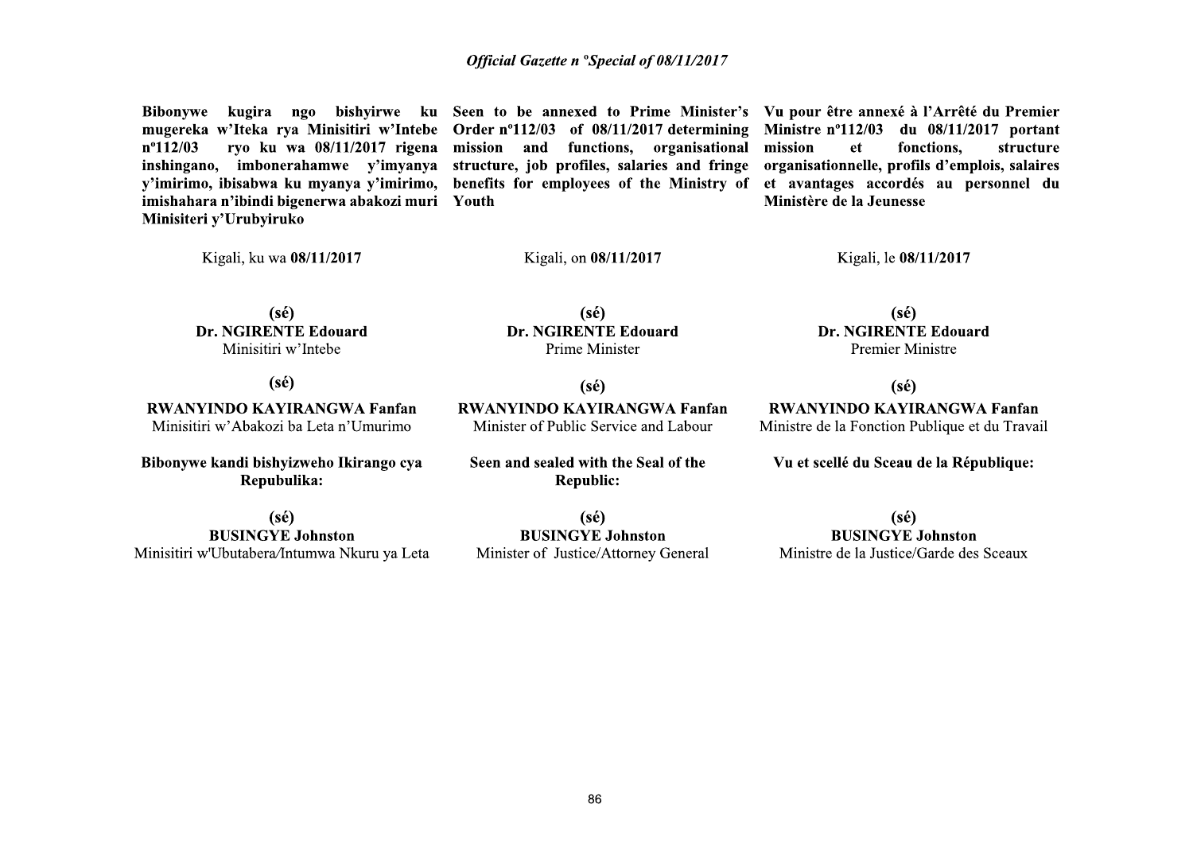**Bibonywe kugira ngo bishyirwe ku mugereka w'Iteka rya Minisitiri w'Intebe nº112/03 ryo ku wa 08/11/2017 rigena inshingano, imbonerahamwe y'imyanya y'imirimo, ibisabwa ku myanya y'imirimo, imishahara n'ibindi bigenerwa abakozi muri Minisiteri y'Urubyiruko**

Kigali, ku wa **08/11/2017**

**(sé)**
**Dr. NGIRENTE Edouard**
Minisitiri w'Intebe

**(sé)**
**RWANYINDO KAYIRANGWA Fanfan**
Minisitiri w'Abakozi ba Leta n'Umurimo

**Bibonywe kandi bishyizweho Ikirango cya Repubulika:**

**(sé)**
**BUSINGYE Johnston**
Minisitiri w'Ubutabera/Intumwa Nkuru ya Leta

**Seen to be annexed to Prime Minister's Order nº112/03 of 08/11/2017 determining mission and functions, organisational structure, job profiles, salaries and fringe benefits for employees of the Ministry of Youth**

Kigali, on **08/11/2017**

**(sé)**
**Dr. NGIRENTE Edouard**
Prime Minister

**(sé)**
**RWANYINDO KAYIRANGWA Fanfan**
Minister of Public Service and Labour

**Seen and sealed with the Seal of the Republic:**

**(sé)**
**BUSINGYE Johnston**
Minister of Justice/Attorney General

**Vu pour être annexé à l'Arrêté du Premier Ministre nº112/03 du 08/11/2017 portant mission et fonctions, structure organisationnelle, profils d'emplois, salaires et avantages accordés au personnel du Ministère de la Jeunesse**

Kigali, le **08/11/2017**

**(sé)**
**Dr. NGIRENTE Edouard**
Premier Ministre

**(sé)**
**RWANYINDO KAYIRANGWA Fanfan**
Ministre de la Fonction Publique et du Travail

**Vu et scellé du Sceau de la République:**

**(sé)**
**BUSINGYE Johnston**
Ministre de la Justice/Garde des Sceaux